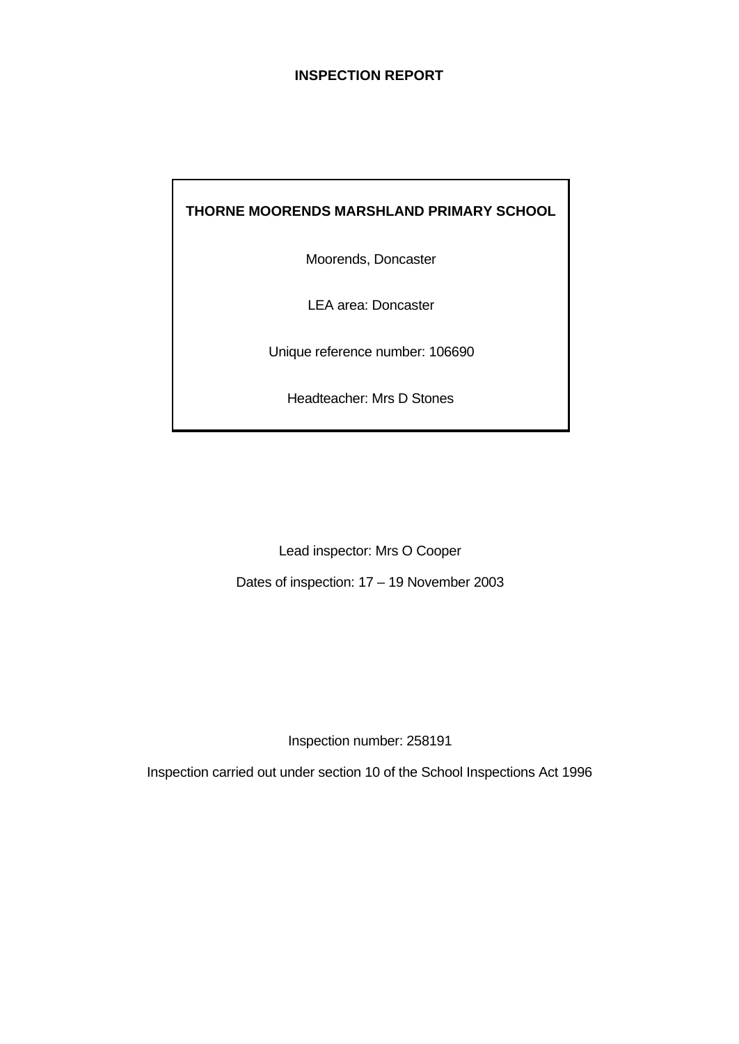# INSPECTION REPORT

**THORNE MOORENDS MARSHLAND PRIMARY SCHOOL**

Moorends, Doncaster

LEA area: Doncaster

Unique reference number: 106690

Headteacher: Mrs D Stones

Lead inspector: Mrs O Cooper

Dates of inspection: 17 – 19 November 2003

Inspection number: 258191

Inspection carried out under section 10 of the School Inspections Act 1996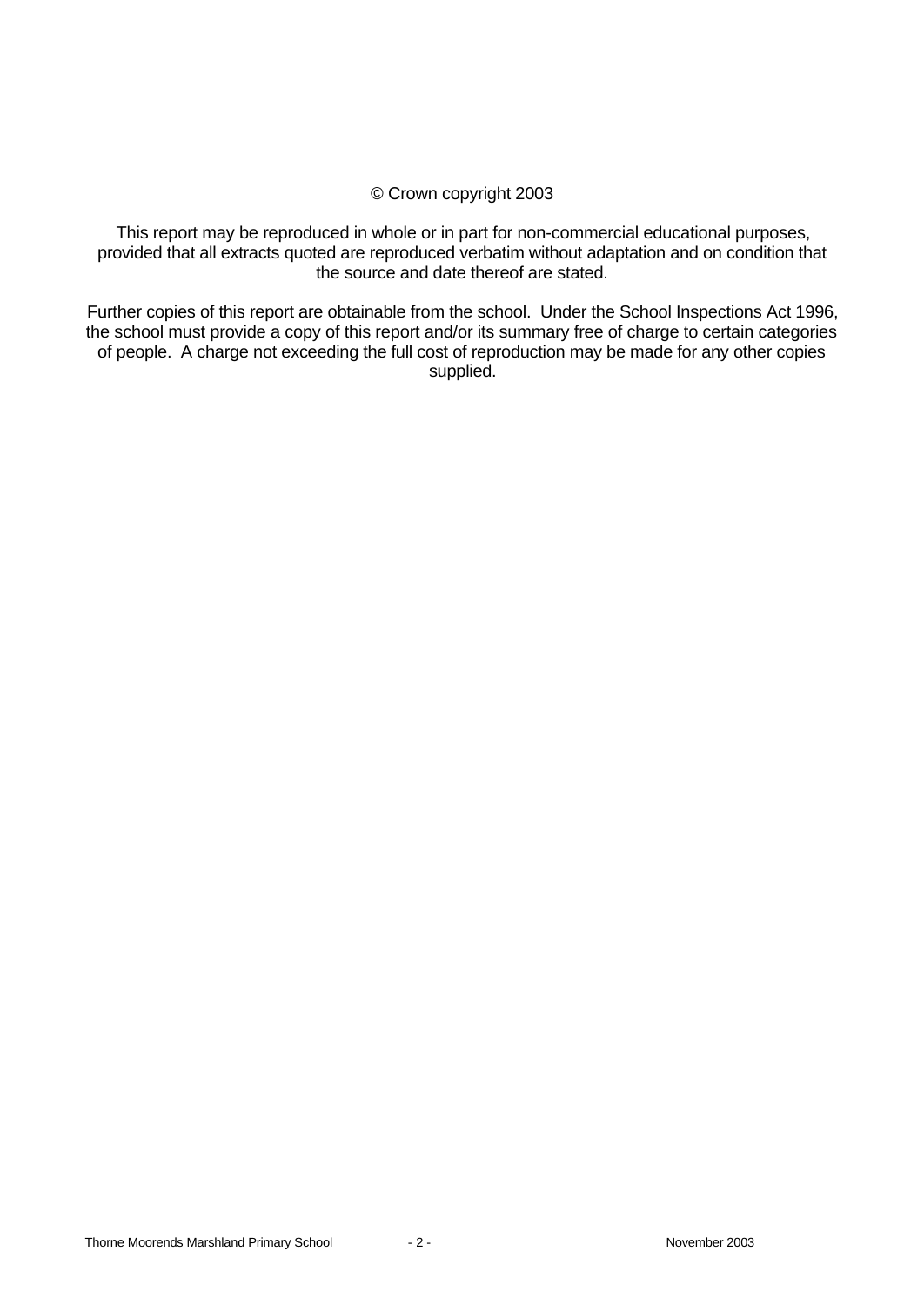© Crown copyright 2003

This report may be reproduced in whole or in part for non-commercial educational purposes, provided that all extracts quoted are reproduced verbatim without adaptation and on condition that the source and date thereof are stated.

Further copies of this report are obtainable from the school. Under the School Inspections Act 1996, the school must provide a copy of this report and/or its summary free of charge to certain categories of people. A charge not exceeding the full cost of reproduction may be made for any other copies supplied.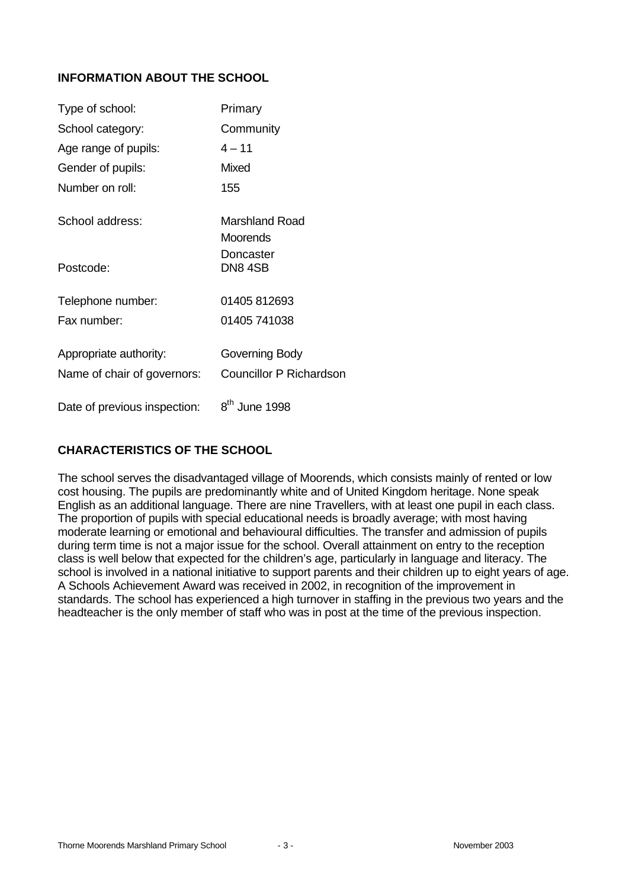## INFORMATION ABOUT THE SCHOOL

| | |
|---|---|
| Type of school: | Primary |
| School category: | Community |
| Age range of pupils: | 4 – 11 |
| Gender of pupils: | Mixed |
| Number on roll: | 155 |
| School address: | Marshland Road<br>Moorends<br>Doncaster |
| Postcode: | DN8 4SB |
| Telephone number: | 01405 812693 |
| Fax number: | 01405 741038 |
| Appropriate authority: | Governing Body |
| Name of chair of governors: | Councillor P Richardson |
| Date of previous inspection: | 8th June 1998 |

## CHARACTERISTICS OF THE SCHOOL

The school serves the disadvantaged village of Moorends, which consists mainly of rented or low cost housing. The pupils are predominantly white and of United Kingdom heritage. None speak English as an additional language. There are nine Travellers, with at least one pupil in each class. The proportion of pupils with special educational needs is broadly average; with most having moderate learning or emotional and behavioural difficulties. The transfer and admission of pupils during term time is not a major issue for the school. Overall attainment on entry to the reception class is well below that expected for the children's age, particularly in language and literacy. The school is involved in a national initiative to support parents and their children up to eight years of age. A Schools Achievement Award was received in 2002, in recognition of the improvement in standards. The school has experienced a high turnover in staffing in the previous two years and the headteacher is the only member of staff who was in post at the time of the previous inspection.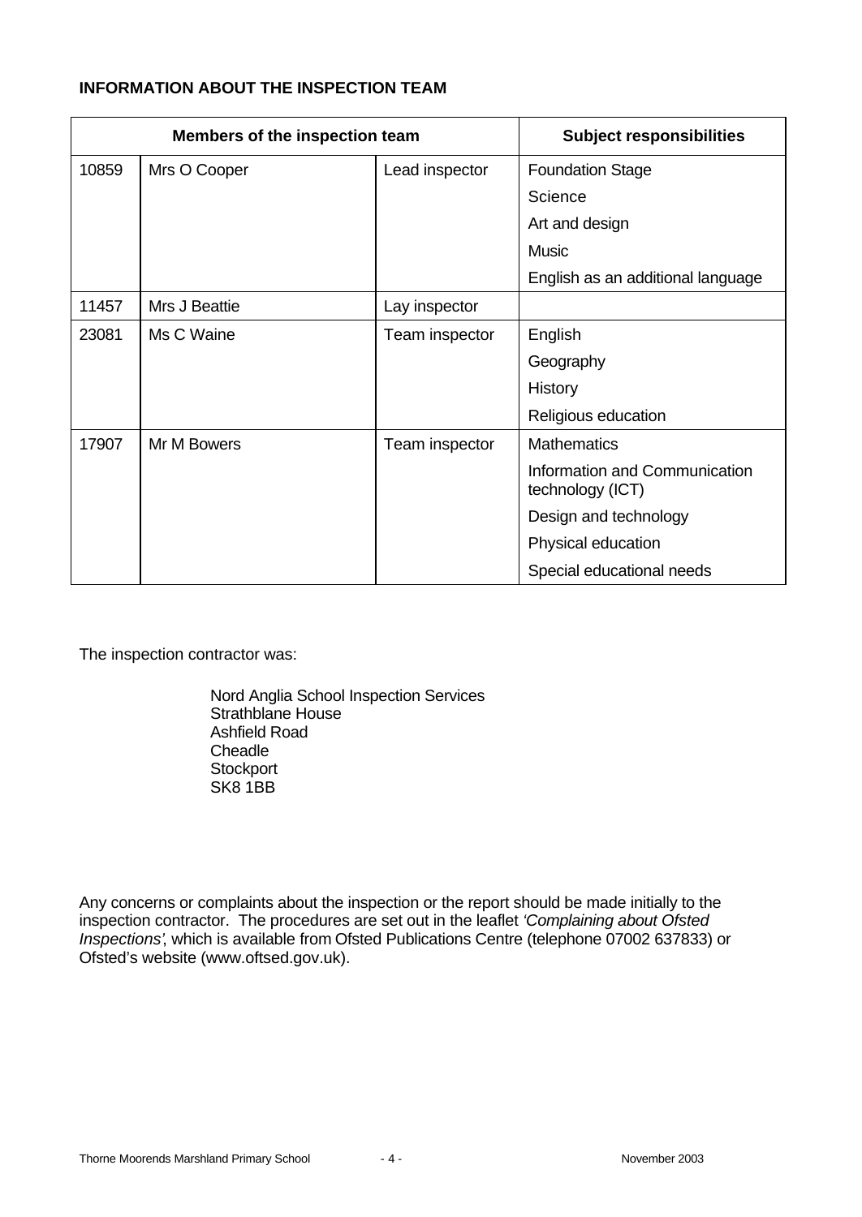**INFORMATION ABOUT THE INSPECTION TEAM**

| Members of the inspection team | | | Subject responsibilities |
|---|---|---|---|
| 10859 | Mrs O Cooper | Lead inspector | Foundation Stage |
| | | | Science |
| | | | Art and design |
| | | | Music |
| | | | English as an additional language |
| 11457 | Mrs J Beattie | Lay inspector | |
| 23081 | Ms C Waine | Team inspector | English |
| | | | Geography |
| | | | History |
| | | | Religious education |
| 17907 | Mr M Bowers | Team inspector | Mathematics |
| | | | Information and Communication technology (ICT) |
| | | | Design and technology |
| | | | Physical education |
| | | | Special educational needs |

The inspection contractor was:

Nord Anglia School Inspection Services
Strathblane House
Ashfield Road
Cheadle
Stockport
SK8 1BB

Any concerns or complaints about the inspection or the report should be made initially to the inspection contractor. The procedures are set out in the leaflet *'Complaining about Ofsted Inspections'*, which is available from Ofsted Publications Centre (telephone 07002 637833) or Ofsted's website (www.oftsed.gov.uk).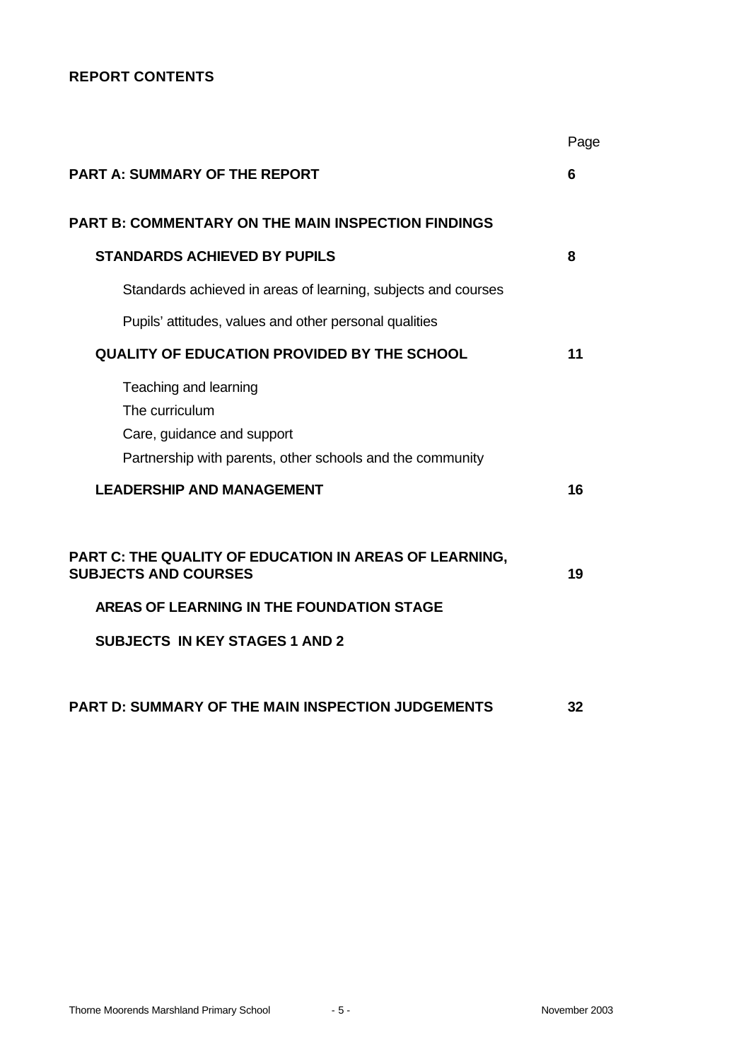## REPORT CONTENTS

| | Page |
|---|---|
| **PART A: SUMMARY OF THE REPORT** | **6** |
| **PART B: COMMENTARY ON THE MAIN INSPECTION FINDINGS** | |
| **STANDARDS ACHIEVED BY PUPILS** | **8** |
| Standards achieved in areas of learning, subjects and courses | |
| Pupils' attitudes, values and other personal qualities | |
| **QUALITY OF EDUCATION PROVIDED BY THE SCHOOL** | **11** |
| Teaching and learning | |
| The curriculum | |
| Care, guidance and support | |
| Partnership with parents, other schools and the community | |
| **LEADERSHIP AND MANAGEMENT** | **16** |
| **PART C: THE QUALITY OF EDUCATION IN AREAS OF LEARNING, SUBJECTS AND COURSES** | **19** |
| **AREAS OF LEARNING IN THE FOUNDATION STAGE** | |
| **SUBJECTS IN KEY STAGES 1 AND 2** | |
| **PART D: SUMMARY OF THE MAIN INSPECTION JUDGEMENTS** | **32** |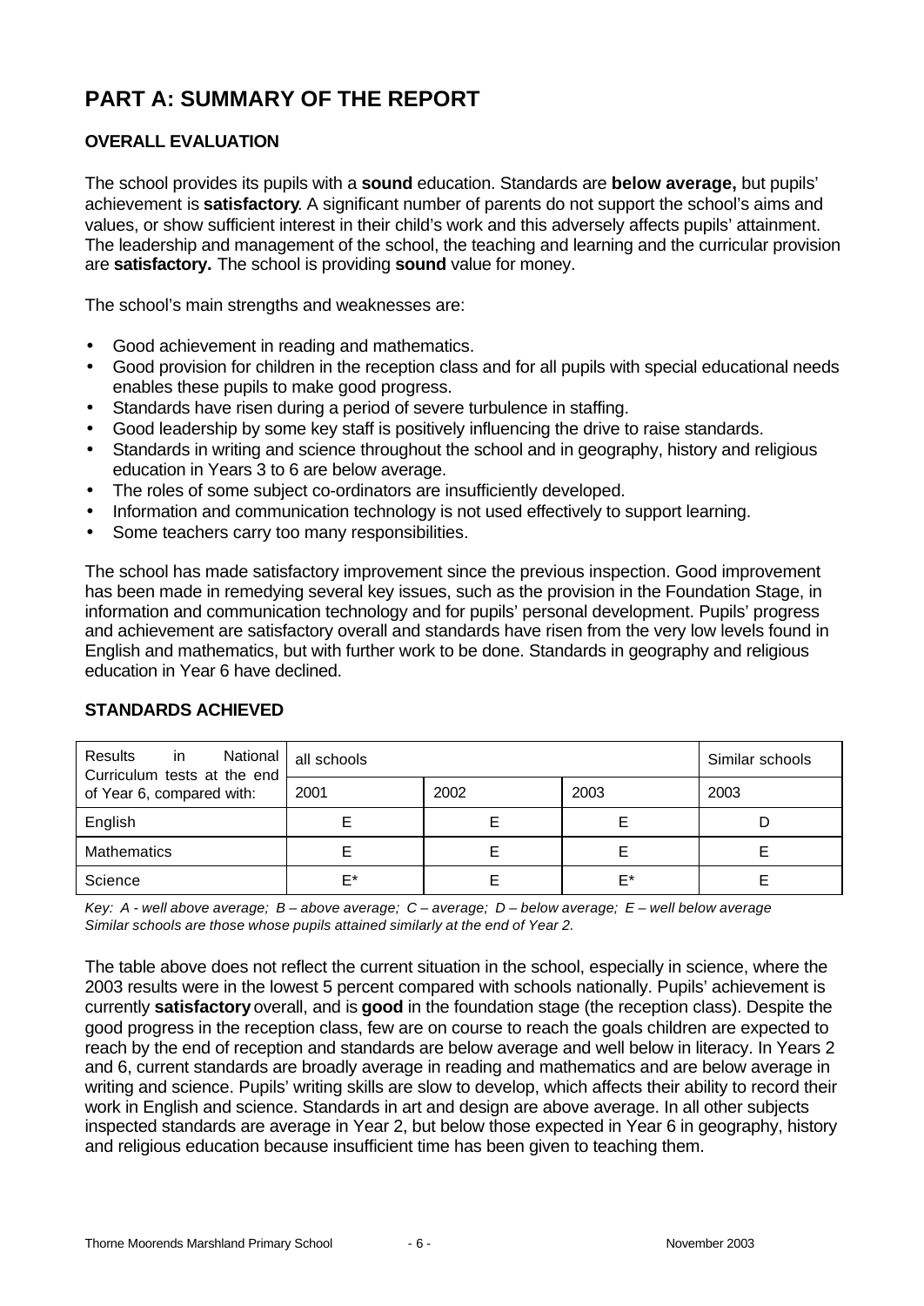# PART A: SUMMARY OF THE REPORT

### OVERALL EVALUATION

The school provides its pupils with a **sound** education. Standards are **below average,** but pupils' achievement is **satisfactory**. A significant number of parents do not support the school's aims and values, or show sufficient interest in their child's work and this adversely affects pupils' attainment. The leadership and management of the school, the teaching and learning and the curricular provision are **satisfactory.** The school is providing **sound** value for money.

The school's main strengths and weaknesses are:

- Good achievement in reading and mathematics.
- Good provision for children in the reception class and for all pupils with special educational needs enables these pupils to make good progress.
- Standards have risen during a period of severe turbulence in staffing.
- Good leadership by some key staff is positively influencing the drive to raise standards.
- Standards in writing and science throughout the school and in geography, history and religious education in Years 3 to 6 are below average.
- The roles of some subject co-ordinators are insufficiently developed.
- Information and communication technology is not used effectively to support learning.
- Some teachers carry too many responsibilities.

The school has made satisfactory improvement since the previous inspection. Good improvement has been made in remedying several key issues, such as the provision in the Foundation Stage, in information and communication technology and for pupils' personal development. Pupils' progress and achievement are satisfactory overall and standards have risen from the very low levels found in English and mathematics, but with further work to be done. Standards in geography and religious education in Year 6 have declined.

### STANDARDS ACHIEVED

| Results in National Curriculum tests at the end of Year 6, compared with: | all schools | | | Similar schools |
|---|---|---|---|---|
| | 2001 | 2002 | 2003 | 2003 |
| English | E | E | E | D |
| Mathematics | E | E | E | E |
| Science | E* | E | E* | E |

*Key: A - well above average; B – above average; C – average; D – below average; E – well below average*
*Similar schools are those whose pupils attained similarly at the end of Year 2.*

The table above does not reflect the current situation in the school, especially in science, where the 2003 results were in the lowest 5 percent compared with schools nationally. Pupils' achievement is currently **satisfactory** overall, and is **good** in the foundation stage (the reception class). Despite the good progress in the reception class, few are on course to reach the goals children are expected to reach by the end of reception and standards are below average and well below in literacy. In Years 2 and 6, current standards are broadly average in reading and mathematics and are below average in writing and science. Pupils' writing skills are slow to develop, which affects their ability to record their work in English and science. Standards in art and design are above average. In all other subjects inspected standards are average in Year 2, but below those expected in Year 6 in geography, history and religious education because insufficient time has been given to teaching them.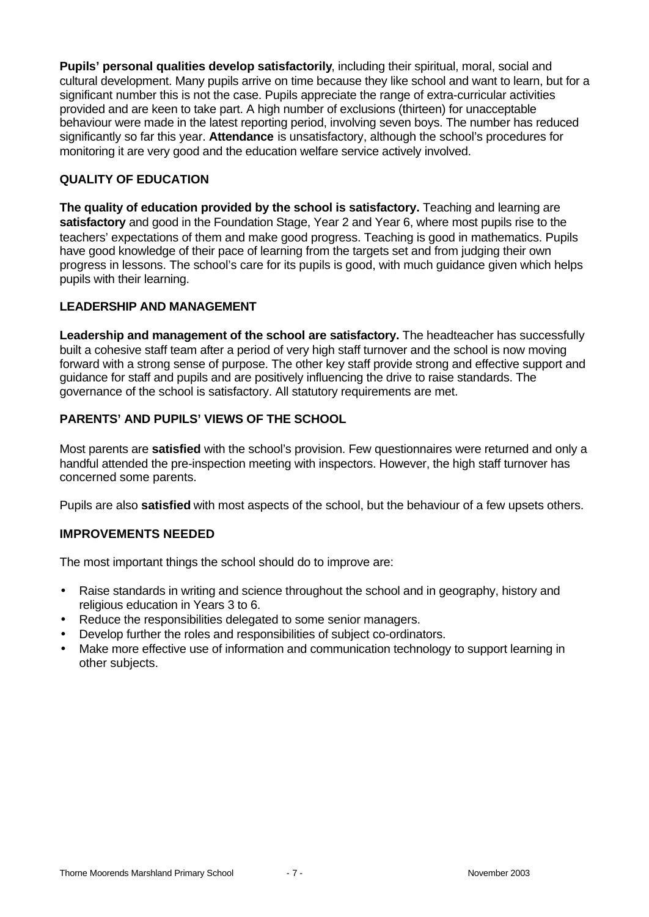**Pupils' personal qualities develop satisfactorily**, including their spiritual, moral, social and cultural development. Many pupils arrive on time because they like school and want to learn, but for a significant number this is not the case. Pupils appreciate the range of extra-curricular activities provided and are keen to take part. A high number of exclusions (thirteen) for unacceptable behaviour were made in the latest reporting period, involving seven boys. The number has reduced significantly so far this year. **Attendance** is unsatisfactory, although the school's procedures for monitoring it are very good and the education welfare service actively involved.

## QUALITY OF EDUCATION

**The quality of education provided by the school is satisfactory.** Teaching and learning are **satisfactory** and good in the Foundation Stage, Year 2 and Year 6, where most pupils rise to the teachers' expectations of them and make good progress. Teaching is good in mathematics. Pupils have good knowledge of their pace of learning from the targets set and from judging their own progress in lessons. The school's care for its pupils is good, with much guidance given which helps pupils with their learning.

## LEADERSHIP AND MANAGEMENT

**Leadership and management of the school are satisfactory.** The headteacher has successfully built a cohesive staff team after a period of very high staff turnover and the school is now moving forward with a strong sense of purpose. The other key staff provide strong and effective support and guidance for staff and pupils and are positively influencing the drive to raise standards. The governance of the school is satisfactory. All statutory requirements are met.

## PARENTS' AND PUPILS' VIEWS OF THE SCHOOL

Most parents are **satisfied** with the school's provision. Few questionnaires were returned and only a handful attended the pre-inspection meeting with inspectors. However, the high staff turnover has concerned some parents.

Pupils are also **satisfied** with most aspects of the school, but the behaviour of a few upsets others.

## IMPROVEMENTS NEEDED

The most important things the school should do to improve are:

- Raise standards in writing and science throughout the school and in geography, history and religious education in Years 3 to 6.
- Reduce the responsibilities delegated to some senior managers.
- Develop further the roles and responsibilities of subject co-ordinators.
- Make more effective use of information and communication technology to support learning in other subjects.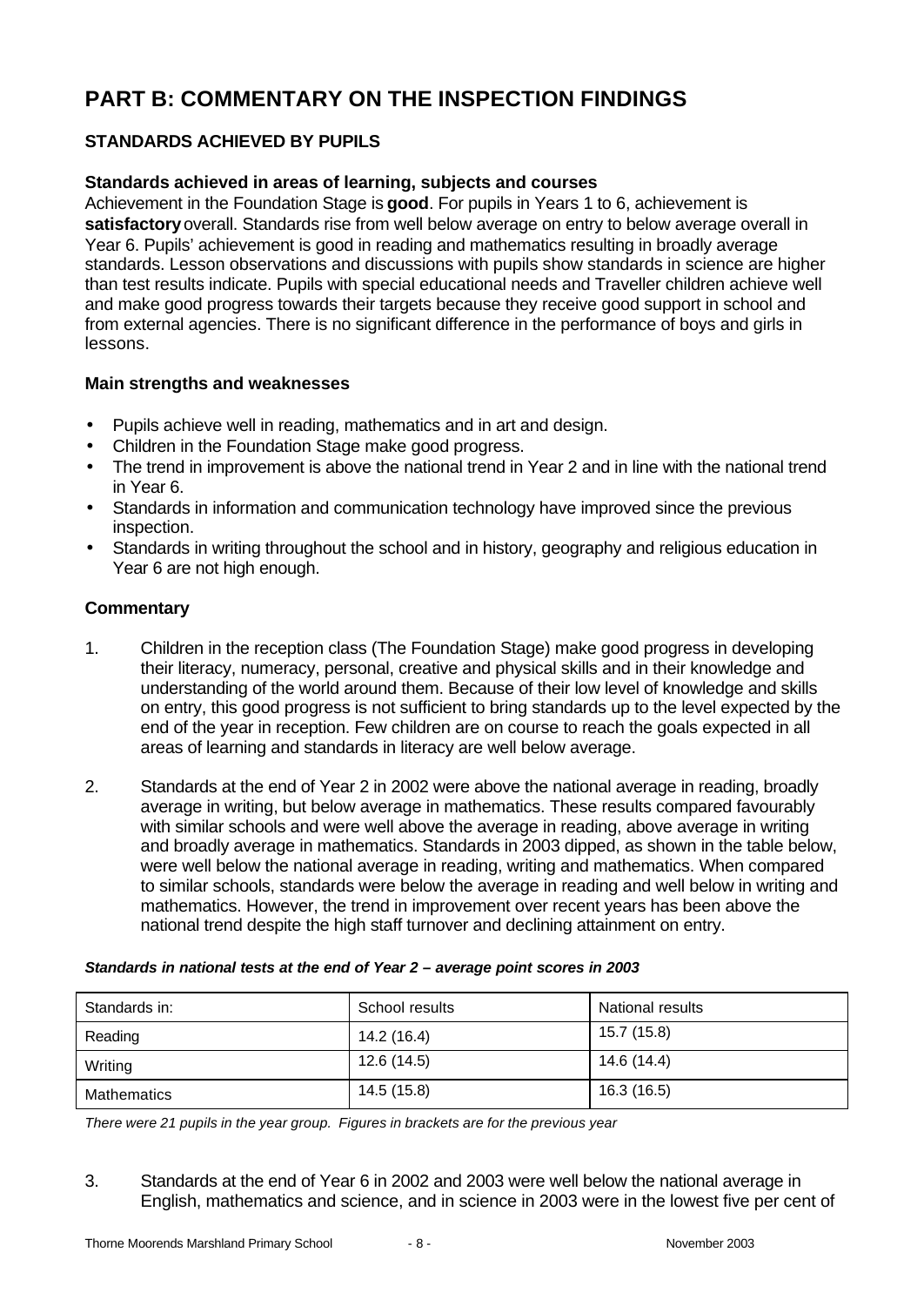# PART B: COMMENTARY ON THE INSPECTION FINDINGS

## STANDARDS ACHIEVED BY PUPILS

### Standards achieved in areas of learning, subjects and courses

Achievement in the Foundation Stage is **good**. For pupils in Years 1 to 6, achievement is **satisfactory** overall. Standards rise from well below average on entry to below average overall in Year 6. Pupils' achievement is good in reading and mathematics resulting in broadly average standards. Lesson observations and discussions with pupils show standards in science are higher than test results indicate. Pupils with special educational needs and Traveller children achieve well and make good progress towards their targets because they receive good support in school and from external agencies. There is no significant difference in the performance of boys and girls in lessons.

### Main strengths and weaknesses

- Pupils achieve well in reading, mathematics and in art and design.
- Children in the Foundation Stage make good progress.
- The trend in improvement is above the national trend in Year 2 and in line with the national trend in Year 6.
- Standards in information and communication technology have improved since the previous inspection.
- Standards in writing throughout the school and in history, geography and religious education in Year 6 are not high enough.

### Commentary

1. Children in the reception class (The Foundation Stage) make good progress in developing their literacy, numeracy, personal, creative and physical skills and in their knowledge and understanding of the world around them. Because of their low level of knowledge and skills on entry, this good progress is not sufficient to bring standards up to the level expected by the end of the year in reception. Few children are on course to reach the goals expected in all areas of learning and standards in literacy are well below average.

2. Standards at the end of Year 2 in 2002 were above the national average in reading, broadly average in writing, but below average in mathematics. These results compared favourably with similar schools and were well above the average in reading, above average in writing and broadly average in mathematics. Standards in 2003 dipped, as shown in the table below, were well below the national average in reading, writing and mathematics. When compared to similar schools, standards were below the average in reading and well below in writing and mathematics. However, the trend in improvement over recent years has been above the national trend despite the high staff turnover and declining attainment on entry.

***Standards in national tests at the end of Year 2 – average point scores in 2003***

| Standards in: | School results | National results |
|---|---|---|
| Reading | 14.2 (16.4) | 15.7 (15.8) |
| Writing | 12.6 (14.5) | 14.6 (14.4) |
| Mathematics | 14.5 (15.8) | 16.3 (16.5) |

*There were 21 pupils in the year group. Figures in brackets are for the previous year*

3. Standards at the end of Year 6 in 2002 and 2003 were well below the national average in English, mathematics and science, and in science in 2003 were in the lowest five per cent of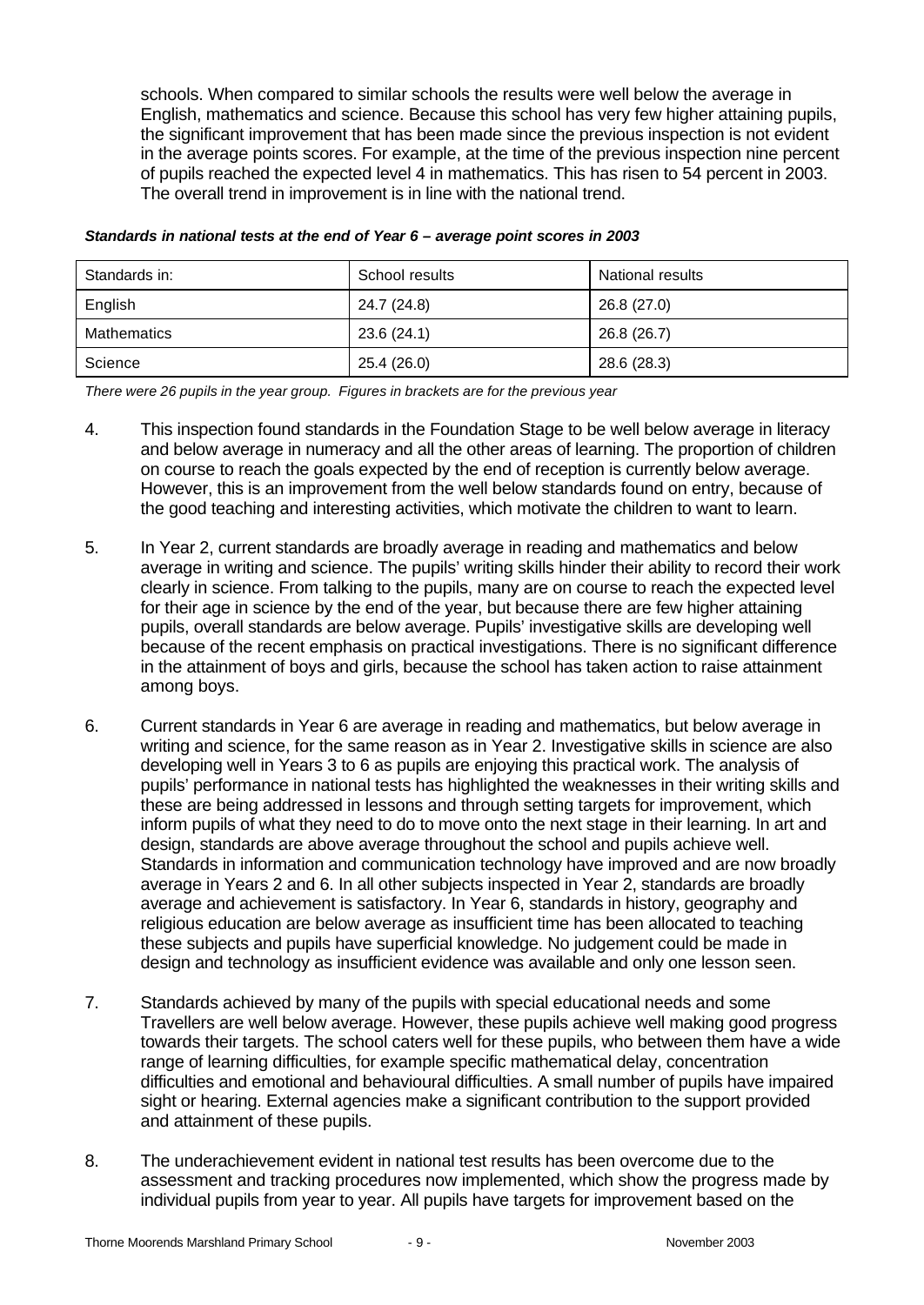schools. When compared to similar schools the results were well below the average in English, mathematics and science. Because this school has very few higher attaining pupils, the significant improvement that has been made since the previous inspection is not evident in the average points scores. For example, at the time of the previous inspection nine percent of pupils reached the expected level 4 in mathematics. This has risen to 54 percent in 2003. The overall trend in improvement is in line with the national trend.

***Standards in national tests at the end of Year 6 – average point scores in 2003***

| Standards in: | School results | National results |
|---|---|---|
| English | 24.7 (24.8) | 26.8 (27.0) |
| Mathematics | 23.6 (24.1) | 26.8 (26.7) |
| Science | 25.4 (26.0) | 28.6 (28.3) |

*There were 26 pupils in the year group. Figures in brackets are for the previous year*

4. This inspection found standards in the Foundation Stage to be well below average in literacy and below average in numeracy and all the other areas of learning. The proportion of children on course to reach the goals expected by the end of reception is currently below average. However, this is an improvement from the well below standards found on entry, because of the good teaching and interesting activities, which motivate the children to want to learn.

5. In Year 2, current standards are broadly average in reading and mathematics and below average in writing and science. The pupils' writing skills hinder their ability to record their work clearly in science. From talking to the pupils, many are on course to reach the expected level for their age in science by the end of the year, but because there are few higher attaining pupils, overall standards are below average. Pupils' investigative skills are developing well because of the recent emphasis on practical investigations. There is no significant difference in the attainment of boys and girls, because the school has taken action to raise attainment among boys.

6. Current standards in Year 6 are average in reading and mathematics, but below average in writing and science, for the same reason as in Year 2. Investigative skills in science are also developing well in Years 3 to 6 as pupils are enjoying this practical work. The analysis of pupils' performance in national tests has highlighted the weaknesses in their writing skills and these are being addressed in lessons and through setting targets for improvement, which inform pupils of what they need to do to move onto the next stage in their learning. In art and design, standards are above average throughout the school and pupils achieve well. Standards in information and communication technology have improved and are now broadly average in Years 2 and 6. In all other subjects inspected in Year 2, standards are broadly average and achievement is satisfactory. In Year 6, standards in history, geography and religious education are below average as insufficient time has been allocated to teaching these subjects and pupils have superficial knowledge. No judgement could be made in design and technology as insufficient evidence was available and only one lesson seen.

7. Standards achieved by many of the pupils with special educational needs and some Travellers are well below average. However, these pupils achieve well making good progress towards their targets. The school caters well for these pupils, who between them have a wide range of learning difficulties, for example specific mathematical delay, concentration difficulties and emotional and behavioural difficulties. A small number of pupils have impaired sight or hearing. External agencies make a significant contribution to the support provided and attainment of these pupils.

8. The underachievement evident in national test results has been overcome due to the assessment and tracking procedures now implemented, which show the progress made by individual pupils from year to year. All pupils have targets for improvement based on the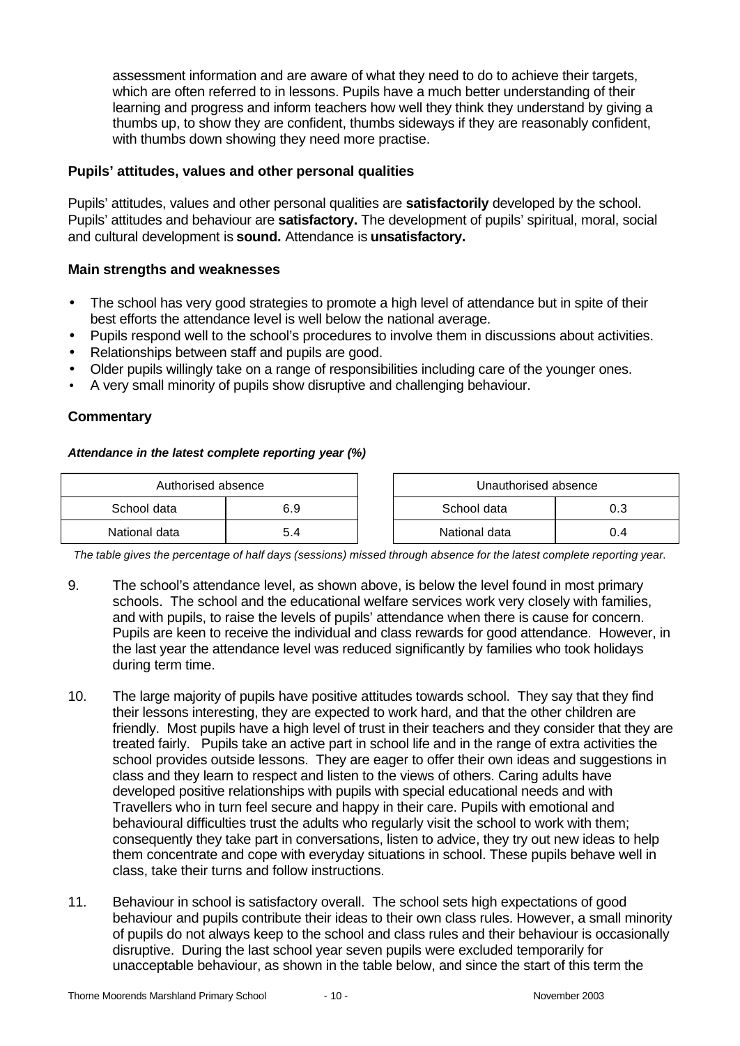assessment information and are aware of what they need to do to achieve their targets, which are often referred to in lessons. Pupils have a much better understanding of their learning and progress and inform teachers how well they think they understand by giving a thumbs up, to show they are confident, thumbs sideways if they are reasonably confident, with thumbs down showing they need more practise.

### Pupils' attitudes, values and other personal qualities

Pupils' attitudes, values and other personal qualities are **satisfactorily** developed by the school. Pupils' attitudes and behaviour are **satisfactory.** The development of pupils' spiritual, moral, social and cultural development is **sound.** Attendance is **unsatisfactory.**

### Main strengths and weaknesses

- The school has very good strategies to promote a high level of attendance but in spite of their best efforts the attendance level is well below the national average.
- Pupils respond well to the school's procedures to involve them in discussions about activities.
- Relationships between staff and pupils are good.
- Older pupils willingly take on a range of responsibilities including care of the younger ones.
- A very small minority of pupils show disruptive and challenging behaviour.

### Commentary

***Attendance in the latest complete reporting year (%)***

| Authorised absence | | | Unauthorised absence | |
|---|---|---|---|---|
| School data | 6.9 | | School data | 0.3 |
| National data | 5.4 | | National data | 0.4 |

*The table gives the percentage of half days (sessions) missed through absence for the latest complete reporting year.*

9. The school's attendance level, as shown above, is below the level found in most primary schools. The school and the educational welfare services work very closely with families, and with pupils, to raise the levels of pupils' attendance when there is cause for concern. Pupils are keen to receive the individual and class rewards for good attendance. However, in the last year the attendance level was reduced significantly by families who took holidays during term time.

10. The large majority of pupils have positive attitudes towards school. They say that they find their lessons interesting, they are expected to work hard, and that the other children are friendly. Most pupils have a high level of trust in their teachers and they consider that they are treated fairly. Pupils take an active part in school life and in the range of extra activities the school provides outside lessons. They are eager to offer their own ideas and suggestions in class and they learn to respect and listen to the views of others. Caring adults have developed positive relationships with pupils with special educational needs and with Travellers who in turn feel secure and happy in their care. Pupils with emotional and behavioural difficulties trust the adults who regularly visit the school to work with them; consequently they take part in conversations, listen to advice, they try out new ideas to help them concentrate and cope with everyday situations in school. These pupils behave well in class, take their turns and follow instructions.

11. Behaviour in school is satisfactory overall. The school sets high expectations of good behaviour and pupils contribute their ideas to their own class rules. However, a small minority of pupils do not always keep to the school and class rules and their behaviour is occasionally disruptive. During the last school year seven pupils were excluded temporarily for unacceptable behaviour, as shown in the table below, and since the start of this term the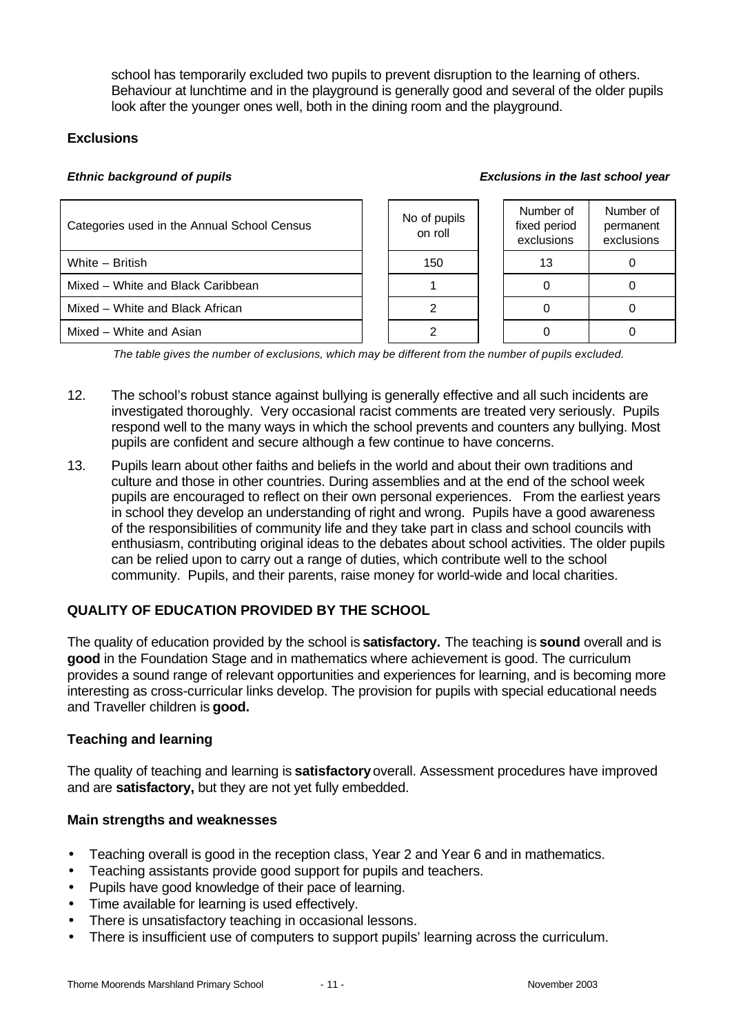school has temporarily excluded two pupils to prevent disruption to the learning of others. Behaviour at lunchtime and in the playground is generally good and several of the older pupils look after the younger ones well, both in the dining room and the playground.

### Exclusions

***Ethnic background of pupils*** ***Exclusions in the last school year***

| Categories used in the Annual School Census | No of pupils on roll | Number of fixed period exclusions | Number of permanent exclusions |
|---|---|---|---|
| White – British | 150 | 13 | 0 |
| Mixed – White and Black Caribbean | 1 | 0 | 0 |
| Mixed – White and Black African | 2 | 0 | 0 |
| Mixed – White and Asian | 2 | 0 | 0 |

*The table gives the number of exclusions, which may be different from the number of pupils excluded.*

12. The school's robust stance against bullying is generally effective and all such incidents are investigated thoroughly. Very occasional racist comments are treated very seriously. Pupils respond well to the many ways in which the school prevents and counters any bullying. Most pupils are confident and secure although a few continue to have concerns.

13. Pupils learn about other faiths and beliefs in the world and about their own traditions and culture and those in other countries. During assemblies and at the end of the school week pupils are encouraged to reflect on their own personal experiences. From the earliest years in school they develop an understanding of right and wrong. Pupils have a good awareness of the responsibilities of community life and they take part in class and school councils with enthusiasm, contributing original ideas to the debates about school activities. The older pupils can be relied upon to carry out a range of duties, which contribute well to the school community. Pupils, and their parents, raise money for world-wide and local charities.

## QUALITY OF EDUCATION PROVIDED BY THE SCHOOL

The quality of education provided by the school is **satisfactory.** The teaching is **sound** overall and is **good** in the Foundation Stage and in mathematics where achievement is good. The curriculum provides a sound range of relevant opportunities and experiences for learning, and is becoming more interesting as cross-curricular links develop. The provision for pupils with special educational needs and Traveller children is **good.**

### Teaching and learning

The quality of teaching and learning is **satisfactory** overall. Assessment procedures have improved and are **satisfactory,** but they are not yet fully embedded.

### Main strengths and weaknesses

- Teaching overall is good in the reception class, Year 2 and Year 6 and in mathematics.
- Teaching assistants provide good support for pupils and teachers.
- Pupils have good knowledge of their pace of learning.
- Time available for learning is used effectively.
- There is unsatisfactory teaching in occasional lessons.
- There is insufficient use of computers to support pupils' learning across the curriculum.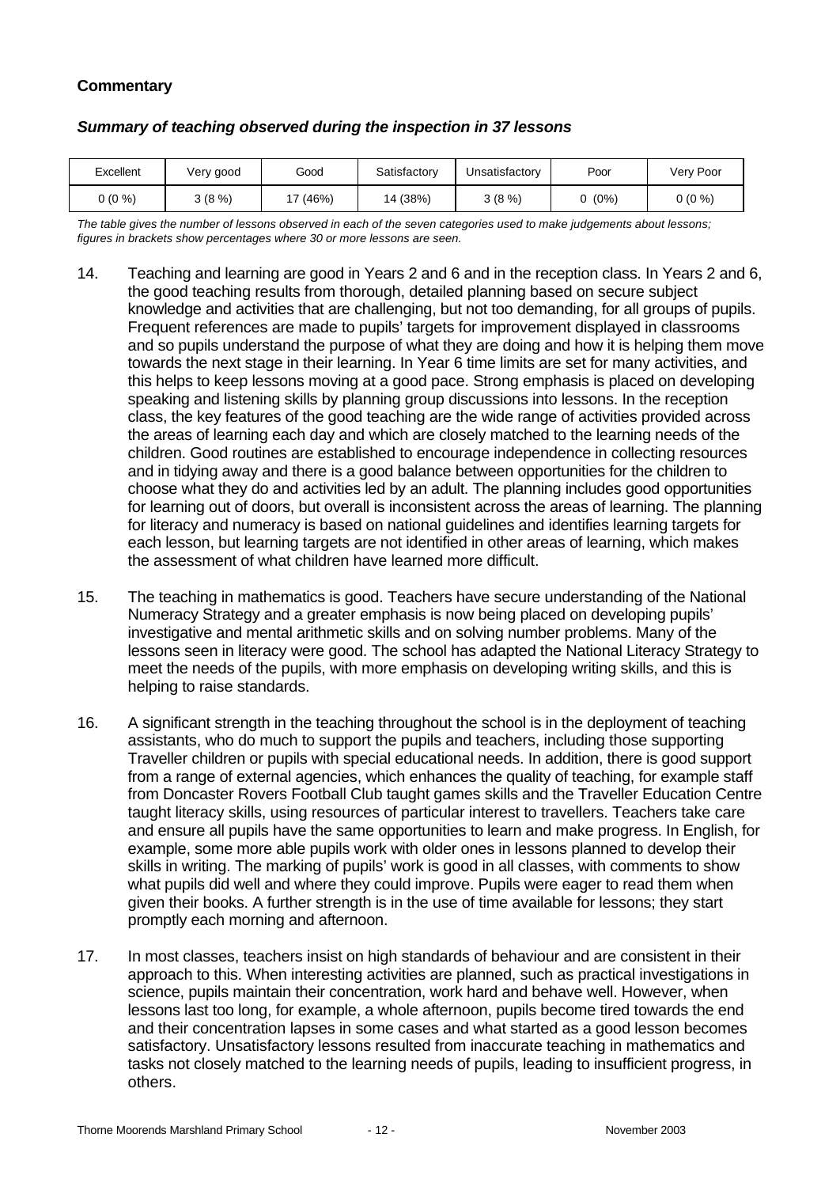**Commentary**

***Summary of teaching observed during the inspection in 37 lessons***

| Excellent | Very good | Good | Satisfactory | Unsatisfactory | Poor | Very Poor |
|---|---|---|---|---|---|---|
| 0 (0 %) | 3 (8 %) | 17 (46%) | 14 (38%) | 3 (8 %) | 0 (0%) | 0 (0 %) |

*The table gives the number of lessons observed in each of the seven categories used to make judgements about lessons; figures in brackets show percentages where 30 or more lessons are seen.*

14. Teaching and learning are good in Years 2 and 6 and in the reception class. In Years 2 and 6, the good teaching results from thorough, detailed planning based on secure subject knowledge and activities that are challenging, but not too demanding, for all groups of pupils. Frequent references are made to pupils' targets for improvement displayed in classrooms and so pupils understand the purpose of what they are doing and how it is helping them move towards the next stage in their learning. In Year 6 time limits are set for many activities, and this helps to keep lessons moving at a good pace. Strong emphasis is placed on developing speaking and listening skills by planning group discussions into lessons. In the reception class, the key features of the good teaching are the wide range of activities provided across the areas of learning each day and which are closely matched to the learning needs of the children. Good routines are established to encourage independence in collecting resources and in tidying away and there is a good balance between opportunities for the children to choose what they do and activities led by an adult. The planning includes good opportunities for learning out of doors, but overall is inconsistent across the areas of learning. The planning for literacy and numeracy is based on national guidelines and identifies learning targets for each lesson, but learning targets are not identified in other areas of learning, which makes the assessment of what children have learned more difficult.

15. The teaching in mathematics is good. Teachers have secure understanding of the National Numeracy Strategy and a greater emphasis is now being placed on developing pupils' investigative and mental arithmetic skills and on solving number problems. Many of the lessons seen in literacy were good. The school has adapted the National Literacy Strategy to meet the needs of the pupils, with more emphasis on developing writing skills, and this is helping to raise standards.

16. A significant strength in the teaching throughout the school is in the deployment of teaching assistants, who do much to support the pupils and teachers, including those supporting Traveller children or pupils with special educational needs. In addition, there is good support from a range of external agencies, which enhances the quality of teaching, for example staff from Doncaster Rovers Football Club taught games skills and the Traveller Education Centre taught literacy skills, using resources of particular interest to travellers. Teachers take care and ensure all pupils have the same opportunities to learn and make progress. In English, for example, some more able pupils work with older ones in lessons planned to develop their skills in writing. The marking of pupils' work is good in all classes, with comments to show what pupils did well and where they could improve. Pupils were eager to read them when given their books. A further strength is in the use of time available for lessons; they start promptly each morning and afternoon.

17. In most classes, teachers insist on high standards of behaviour and are consistent in their approach to this. When interesting activities are planned, such as practical investigations in science, pupils maintain their concentration, work hard and behave well. However, when lessons last too long, for example, a whole afternoon, pupils become tired towards the end and their concentration lapses in some cases and what started as a good lesson becomes satisfactory. Unsatisfactory lessons resulted from inaccurate teaching in mathematics and tasks not closely matched to the learning needs of pupils, leading to insufficient progress, in others.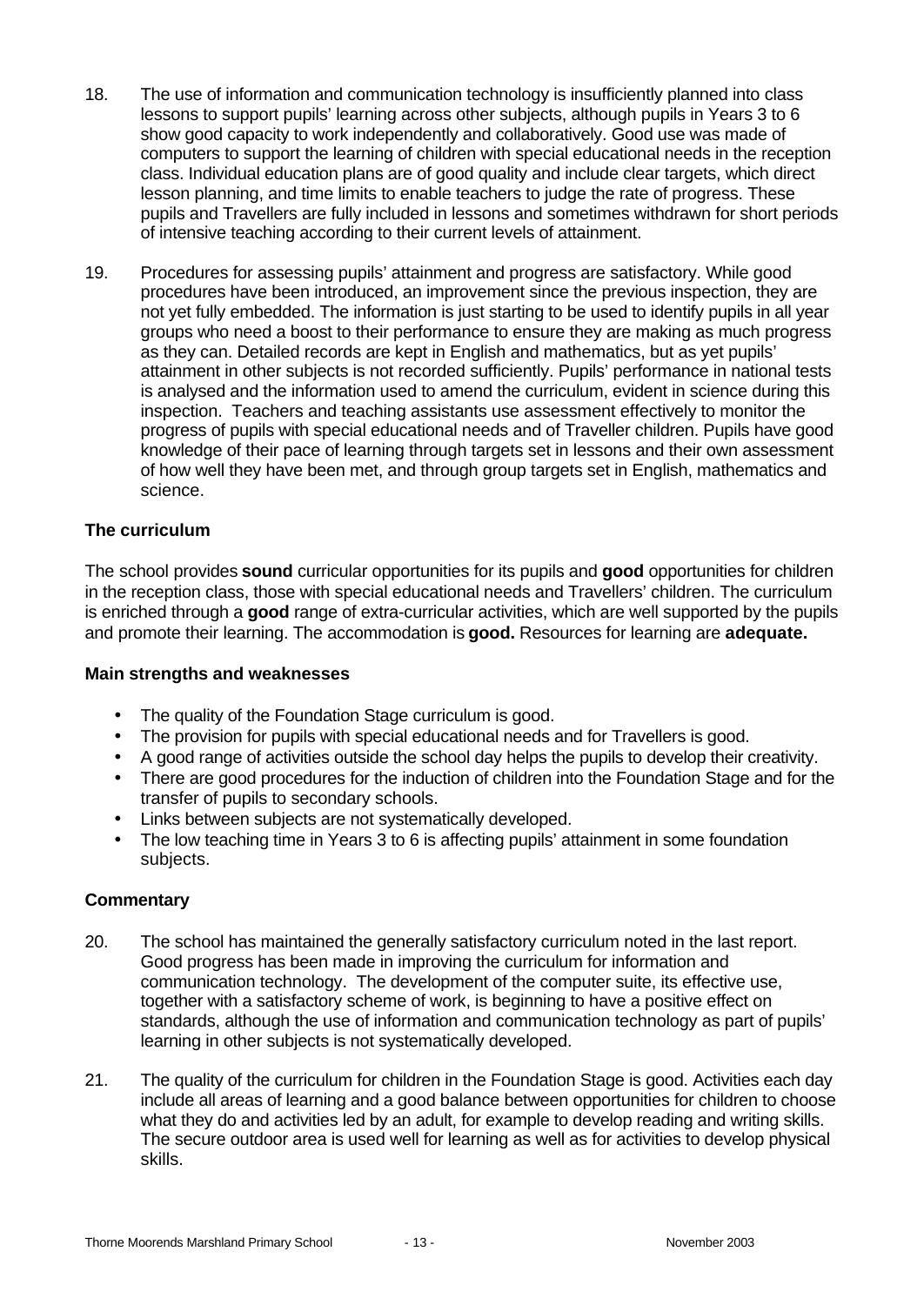18. The use of information and communication technology is insufficiently planned into class lessons to support pupils' learning across other subjects, although pupils in Years 3 to 6 show good capacity to work independently and collaboratively. Good use was made of computers to support the learning of children with special educational needs in the reception class. Individual education plans are of good quality and include clear targets, which direct lesson planning, and time limits to enable teachers to judge the rate of progress. These pupils and Travellers are fully included in lessons and sometimes withdrawn for short periods of intensive teaching according to their current levels of attainment.

19. Procedures for assessing pupils' attainment and progress are satisfactory. While good procedures have been introduced, an improvement since the previous inspection, they are not yet fully embedded. The information is just starting to be used to identify pupils in all year groups who need a boost to their performance to ensure they are making as much progress as they can. Detailed records are kept in English and mathematics, but as yet pupils' attainment in other subjects is not recorded sufficiently. Pupils' performance in national tests is analysed and the information used to amend the curriculum, evident in science during this inspection. Teachers and teaching assistants use assessment effectively to monitor the progress of pupils with special educational needs and of Traveller children. Pupils have good knowledge of their pace of learning through targets set in lessons and their own assessment of how well they have been met, and through group targets set in English, mathematics and science.

### The curriculum

The school provides **sound** curricular opportunities for its pupils and **good** opportunities for children in the reception class, those with special educational needs and Travellers' children. The curriculum is enriched through a **good** range of extra-curricular activities, which are well supported by the pupils and promote their learning. The accommodation is **good.** Resources for learning are **adequate.**

### Main strengths and weaknesses

- The quality of the Foundation Stage curriculum is good.
- The provision for pupils with special educational needs and for Travellers is good.
- A good range of activities outside the school day helps the pupils to develop their creativity.
- There are good procedures for the induction of children into the Foundation Stage and for the transfer of pupils to secondary schools.
- Links between subjects are not systematically developed.
- The low teaching time in Years 3 to 6 is affecting pupils' attainment in some foundation subjects.

### Commentary

20. The school has maintained the generally satisfactory curriculum noted in the last report. Good progress has been made in improving the curriculum for information and communication technology. The development of the computer suite, its effective use, together with a satisfactory scheme of work, is beginning to have a positive effect on standards, although the use of information and communication technology as part of pupils' learning in other subjects is not systematically developed.

21. The quality of the curriculum for children in the Foundation Stage is good. Activities each day include all areas of learning and a good balance between opportunities for children to choose what they do and activities led by an adult, for example to develop reading and writing skills. The secure outdoor area is used well for learning as well as for activities to develop physical skills.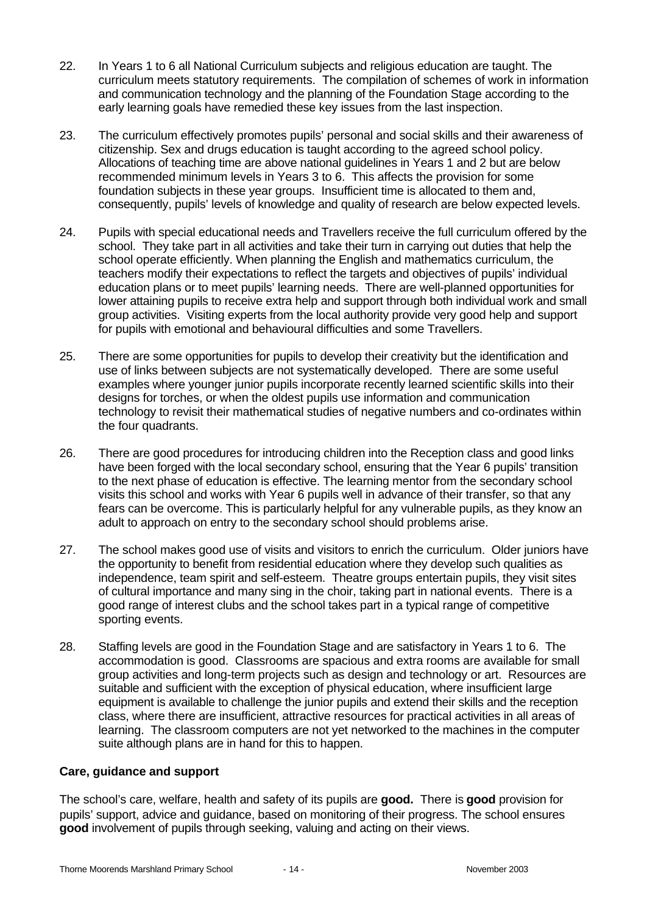22. In Years 1 to 6 all National Curriculum subjects and religious education are taught. The curriculum meets statutory requirements. The compilation of schemes of work in information and communication technology and the planning of the Foundation Stage according to the early learning goals have remedied these key issues from the last inspection.

23. The curriculum effectively promotes pupils' personal and social skills and their awareness of citizenship. Sex and drugs education is taught according to the agreed school policy. Allocations of teaching time are above national guidelines in Years 1 and 2 but are below recommended minimum levels in Years 3 to 6. This affects the provision for some foundation subjects in these year groups. Insufficient time is allocated to them and, consequently, pupils' levels of knowledge and quality of research are below expected levels.

24. Pupils with special educational needs and Travellers receive the full curriculum offered by the school. They take part in all activities and take their turn in carrying out duties that help the school operate efficiently. When planning the English and mathematics curriculum, the teachers modify their expectations to reflect the targets and objectives of pupils' individual education plans or to meet pupils' learning needs. There are well-planned opportunities for lower attaining pupils to receive extra help and support through both individual work and small group activities. Visiting experts from the local authority provide very good help and support for pupils with emotional and behavioural difficulties and some Travellers.

25. There are some opportunities for pupils to develop their creativity but the identification and use of links between subjects are not systematically developed. There are some useful examples where younger junior pupils incorporate recently learned scientific skills into their designs for torches, or when the oldest pupils use information and communication technology to revisit their mathematical studies of negative numbers and co-ordinates within the four quadrants.

26. There are good procedures for introducing children into the Reception class and good links have been forged with the local secondary school, ensuring that the Year 6 pupils' transition to the next phase of education is effective. The learning mentor from the secondary school visits this school and works with Year 6 pupils well in advance of their transfer, so that any fears can be overcome. This is particularly helpful for any vulnerable pupils, as they know an adult to approach on entry to the secondary school should problems arise.

27. The school makes good use of visits and visitors to enrich the curriculum. Older juniors have the opportunity to benefit from residential education where they develop such qualities as independence, team spirit and self-esteem. Theatre groups entertain pupils, they visit sites of cultural importance and many sing in the choir, taking part in national events. There is a good range of interest clubs and the school takes part in a typical range of competitive sporting events.

28. Staffing levels are good in the Foundation Stage and are satisfactory in Years 1 to 6. The accommodation is good. Classrooms are spacious and extra rooms are available for small group activities and long-term projects such as design and technology or art. Resources are suitable and sufficient with the exception of physical education, where insufficient large equipment is available to challenge the junior pupils and extend their skills and the reception class, where there are insufficient, attractive resources for practical activities in all areas of learning. The classroom computers are not yet networked to the machines in the computer suite although plans are in hand for this to happen.

### Care, guidance and support

The school's care, welfare, health and safety of its pupils are **good.** There is **good** provision for pupils' support, advice and guidance, based on monitoring of their progress. The school ensures **good** involvement of pupils through seeking, valuing and acting on their views.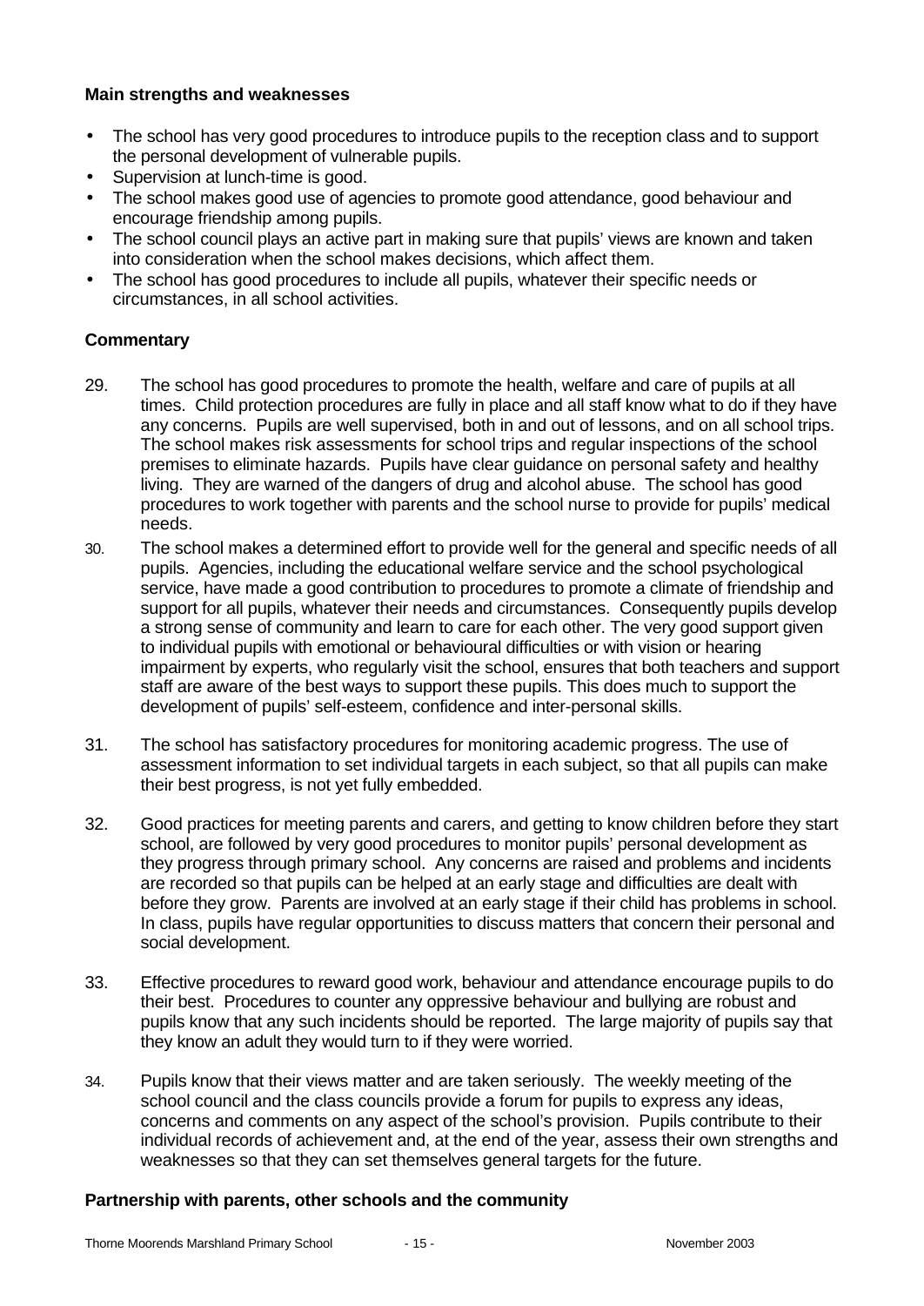**Main strengths and weaknesses**

- The school has very good procedures to introduce pupils to the reception class and to support the personal development of vulnerable pupils.
- Supervision at lunch-time is good.
- The school makes good use of agencies to promote good attendance, good behaviour and encourage friendship among pupils.
- The school council plays an active part in making sure that pupils' views are known and taken into consideration when the school makes decisions, which affect them.
- The school has good procedures to include all pupils, whatever their specific needs or circumstances, in all school activities.

**Commentary**

29. The school has good procedures to promote the health, welfare and care of pupils at all times. Child protection procedures are fully in place and all staff know what to do if they have any concerns. Pupils are well supervised, both in and out of lessons, and on all school trips. The school makes risk assessments for school trips and regular inspections of the school premises to eliminate hazards. Pupils have clear guidance on personal safety and healthy living. They are warned of the dangers of drug and alcohol abuse. The school has good procedures to work together with parents and the school nurse to provide for pupils' medical needs.

30. The school makes a determined effort to provide well for the general and specific needs of all pupils. Agencies, including the educational welfare service and the school psychological service, have made a good contribution to procedures to promote a climate of friendship and support for all pupils, whatever their needs and circumstances. Consequently pupils develop a strong sense of community and learn to care for each other. The very good support given to individual pupils with emotional or behavioural difficulties or with vision or hearing impairment by experts, who regularly visit the school, ensures that both teachers and support staff are aware of the best ways to support these pupils. This does much to support the development of pupils' self-esteem, confidence and inter-personal skills.

31. The school has satisfactory procedures for monitoring academic progress. The use of assessment information to set individual targets in each subject, so that all pupils can make their best progress, is not yet fully embedded.

32. Good practices for meeting parents and carers, and getting to know children before they start school, are followed by very good procedures to monitor pupils' personal development as they progress through primary school. Any concerns are raised and problems and incidents are recorded so that pupils can be helped at an early stage and difficulties are dealt with before they grow. Parents are involved at an early stage if their child has problems in school. In class, pupils have regular opportunities to discuss matters that concern their personal and social development.

33. Effective procedures to reward good work, behaviour and attendance encourage pupils to do their best. Procedures to counter any oppressive behaviour and bullying are robust and pupils know that any such incidents should be reported. The large majority of pupils say that they know an adult they would turn to if they were worried.

34. Pupils know that their views matter and are taken seriously. The weekly meeting of the school council and the class councils provide a forum for pupils to express any ideas, concerns and comments on any aspect of the school's provision. Pupils contribute to their individual records of achievement and, at the end of the year, assess their own strengths and weaknesses so that they can set themselves general targets for the future.

**Partnership with parents, other schools and the community**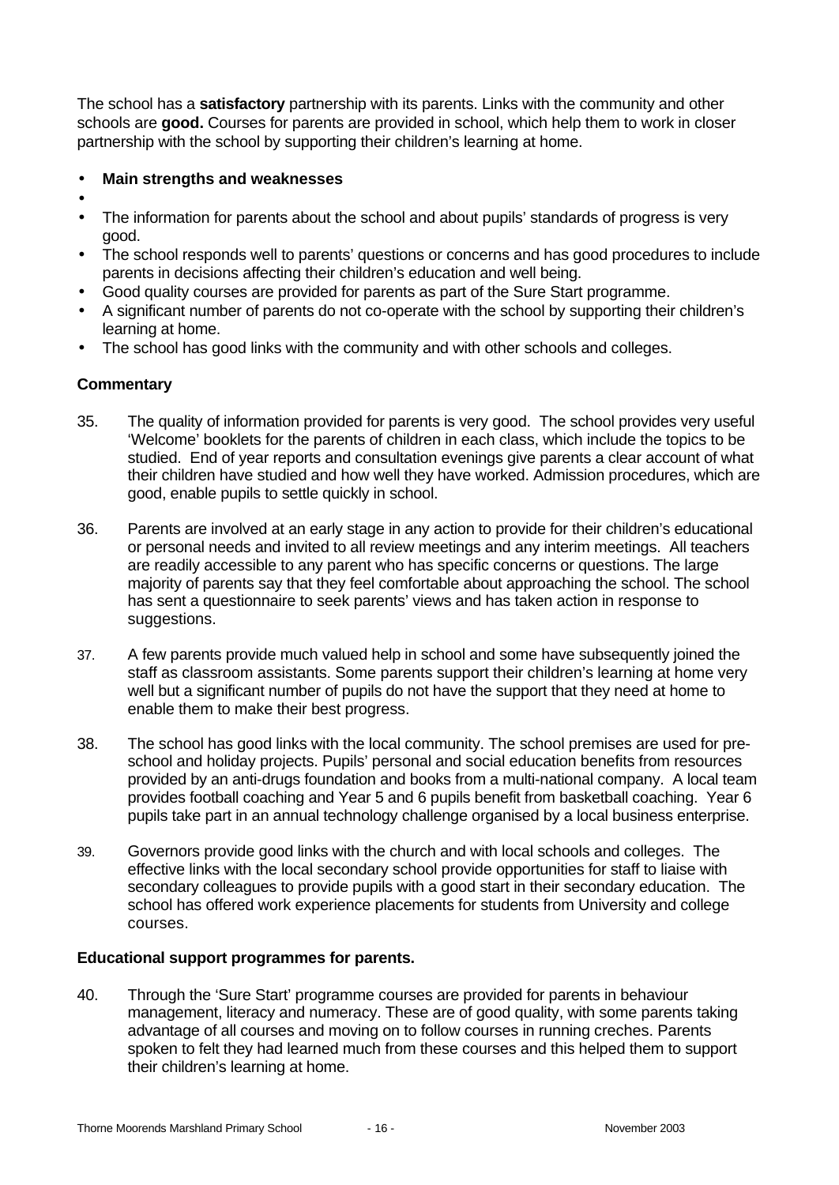The school has a **satisfactory** partnership with its parents. Links with the community and other schools are **good.** Courses for parents are provided in school, which help them to work in closer partnership with the school by supporting their children's learning at home.

- **Main strengths and weaknesses**

- The information for parents about the school and about pupils' standards of progress is very good.
- The school responds well to parents' questions or concerns and has good procedures to include parents in decisions affecting their children's education and well being.
- Good quality courses are provided for parents as part of the Sure Start programme.
- A significant number of parents do not co-operate with the school by supporting their children's learning at home.
- The school has good links with the community and with other schools and colleges.

### Commentary

35. The quality of information provided for parents is very good. The school provides very useful 'Welcome' booklets for the parents of children in each class, which include the topics to be studied. End of year reports and consultation evenings give parents a clear account of what their children have studied and how well they have worked. Admission procedures, which are good, enable pupils to settle quickly in school.

36. Parents are involved at an early stage in any action to provide for their children's educational or personal needs and invited to all review meetings and any interim meetings. All teachers are readily accessible to any parent who has specific concerns or questions. The large majority of parents say that they feel comfortable about approaching the school. The school has sent a questionnaire to seek parents' views and has taken action in response to suggestions.

37. A few parents provide much valued help in school and some have subsequently joined the staff as classroom assistants. Some parents support their children's learning at home very well but a significant number of pupils do not have the support that they need at home to enable them to make their best progress.

38. The school has good links with the local community. The school premises are used for pre-school and holiday projects. Pupils' personal and social education benefits from resources provided by an anti-drugs foundation and books from a multi-national company. A local team provides football coaching and Year 5 and 6 pupils benefit from basketball coaching. Year 6 pupils take part in an annual technology challenge organised by a local business enterprise.

39. Governors provide good links with the church and with local schools and colleges. The effective links with the local secondary school provide opportunities for staff to liaise with secondary colleagues to provide pupils with a good start in their secondary education. The school has offered work experience placements for students from University and college courses.

### Educational support programmes for parents.

40. Through the 'Sure Start' programme courses are provided for parents in behaviour management, literacy and numeracy. These are of good quality, with some parents taking advantage of all courses and moving on to follow courses in running creches. Parents spoken to felt they had learned much from these courses and this helped them to support their children's learning at home.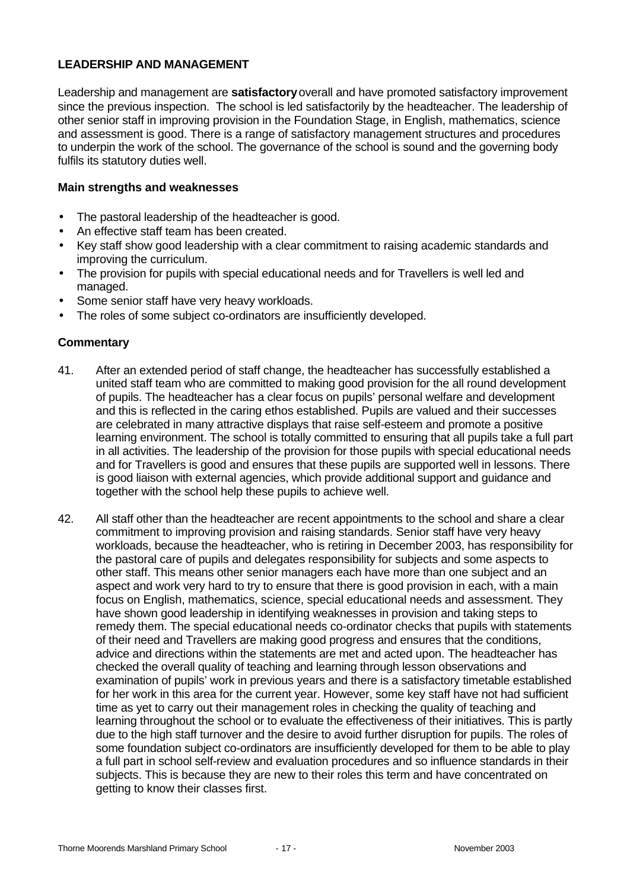## LEADERSHIP AND MANAGEMENT

Leadership and management are **satisfactory** overall and have promoted satisfactory improvement since the previous inspection. The school is led satisfactorily by the headteacher. The leadership of other senior staff in improving provision in the Foundation Stage, in English, mathematics, science and assessment is good. There is a range of satisfactory management structures and procedures to underpin the work of the school. The governance of the school is sound and the governing body fulfils its statutory duties well.

### Main strengths and weaknesses

- The pastoral leadership of the headteacher is good.
- An effective staff team has been created.
- Key staff show good leadership with a clear commitment to raising academic standards and improving the curriculum.
- The provision for pupils with special educational needs and for Travellers is well led and managed.
- Some senior staff have very heavy workloads.
- The roles of some subject co-ordinators are insufficiently developed.

### Commentary

41. After an extended period of staff change, the headteacher has successfully established a united staff team who are committed to making good provision for the all round development of pupils. The headteacher has a clear focus on pupils' personal welfare and development and this is reflected in the caring ethos established. Pupils are valued and their successes are celebrated in many attractive displays that raise self-esteem and promote a positive learning environment. The school is totally committed to ensuring that all pupils take a full part in all activities. The leadership of the provision for those pupils with special educational needs and for Travellers is good and ensures that these pupils are supported well in lessons. There is good liaison with external agencies, which provide additional support and guidance and together with the school help these pupils to achieve well.

42. All staff other than the headteacher are recent appointments to the school and share a clear commitment to improving provision and raising standards. Senior staff have very heavy workloads, because the headteacher, who is retiring in December 2003, has responsibility for the pastoral care of pupils and delegates responsibility for subjects and some aspects to other staff. This means other senior managers each have more than one subject and an aspect and work very hard to try to ensure that there is good provision in each, with a main focus on English, mathematics, science, special educational needs and assessment. They have shown good leadership in identifying weaknesses in provision and taking steps to remedy them. The special educational needs co-ordinator checks that pupils with statements of their need and Travellers are making good progress and ensures that the conditions, advice and directions within the statements are met and acted upon. The headteacher has checked the overall quality of teaching and learning through lesson observations and examination of pupils' work in previous years and there is a satisfactory timetable established for her work in this area for the current year. However, some key staff have not had sufficient time as yet to carry out their management roles in checking the quality of teaching and learning throughout the school or to evaluate the effectiveness of their initiatives. This is partly due to the high staff turnover and the desire to avoid further disruption for pupils. The roles of some foundation subject co-ordinators are insufficiently developed for them to be able to play a full part in school self-review and evaluation procedures and so influence standards in their subjects. This is because they are new to their roles this term and have concentrated on getting to know their classes first.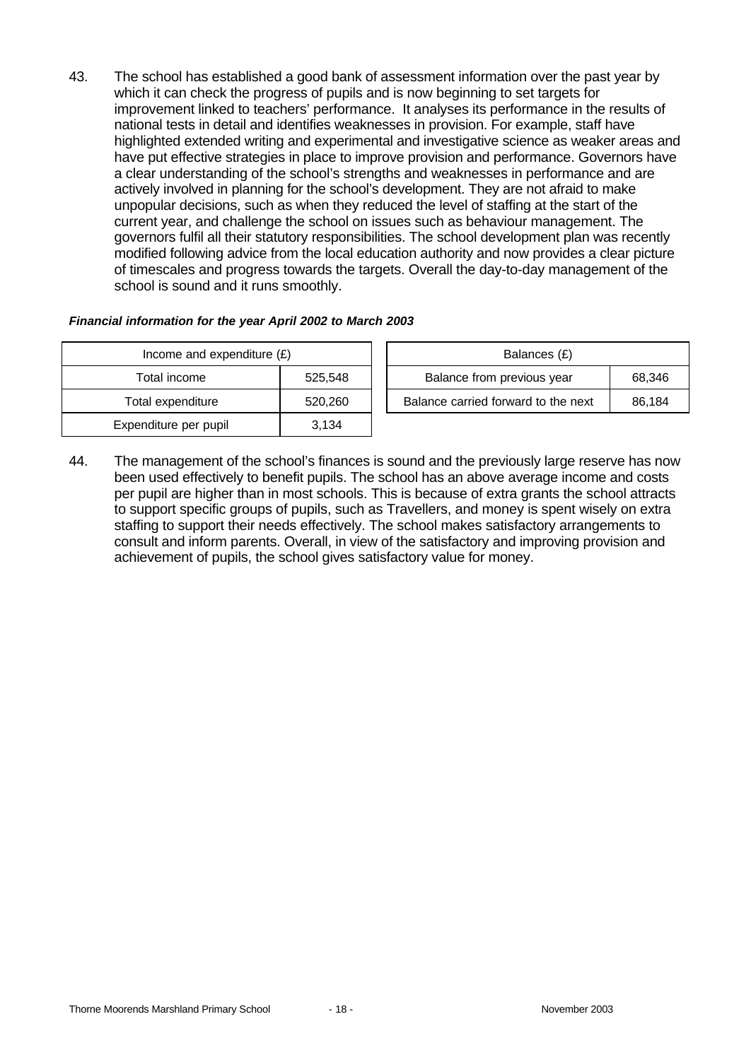43. The school has established a good bank of assessment information over the past year by which it can check the progress of pupils and is now beginning to set targets for improvement linked to teachers' performance. It analyses its performance in the results of national tests in detail and identifies weaknesses in provision. For example, staff have highlighted extended writing and experimental and investigative science as weaker areas and have put effective strategies in place to improve provision and performance. Governors have a clear understanding of the school's strengths and weaknesses in performance and are actively involved in planning for the school's development. They are not afraid to make unpopular decisions, such as when they reduced the level of staffing at the start of the current year, and challenge the school on issues such as behaviour management. The governors fulfil all their statutory responsibilities. The school development plan was recently modified following advice from the local education authority and now provides a clear picture of timescales and progress towards the targets. Overall the day-to-day management of the school is sound and it runs smoothly.

***Financial information for the year April 2002 to March 2003***

| Income and expenditure (£) | |
|---|---|
| Total income | 525,548 |
| Total expenditure | 520,260 |
| Expenditure per pupil | 3,134 |

| Balances (£) | |
|---|---|
| Balance from previous year | 68,346 |
| Balance carried forward to the next | 86,184 |

44. The management of the school's finances is sound and the previously large reserve has now been used effectively to benefit pupils. The school has an above average income and costs per pupil are higher than in most schools. This is because of extra grants the school attracts to support specific groups of pupils, such as Travellers, and money is spent wisely on extra staffing to support their needs effectively. The school makes satisfactory arrangements to consult and inform parents. Overall, in view of the satisfactory and improving provision and achievement of pupils, the school gives satisfactory value for money.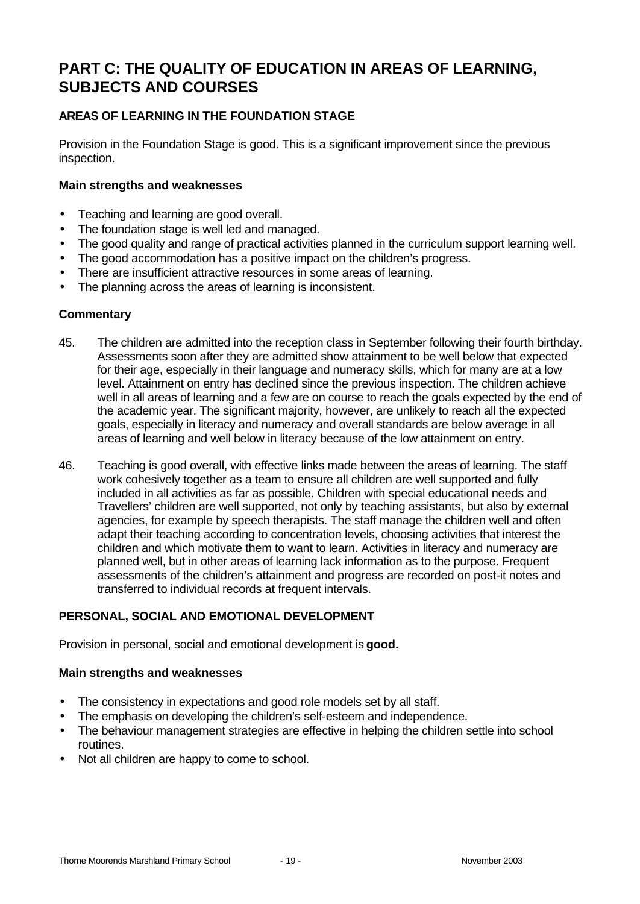# PART C: THE QUALITY OF EDUCATION IN AREAS OF LEARNING, SUBJECTS AND COURSES

## AREAS OF LEARNING IN THE FOUNDATION STAGE

Provision in the Foundation Stage is good. This is a significant improvement since the previous inspection.

### Main strengths and weaknesses

- Teaching and learning are good overall.
- The foundation stage is well led and managed.
- The good quality and range of practical activities planned in the curriculum support learning well.
- The good accommodation has a positive impact on the children's progress.
- There are insufficient attractive resources in some areas of learning.
- The planning across the areas of learning is inconsistent.

### Commentary

45. The children are admitted into the reception class in September following their fourth birthday. Assessments soon after they are admitted show attainment to be well below that expected for their age, especially in their language and numeracy skills, which for many are at a low level. Attainment on entry has declined since the previous inspection. The children achieve well in all areas of learning and a few are on course to reach the goals expected by the end of the academic year. The significant majority, however, are unlikely to reach all the expected goals, especially in literacy and numeracy and overall standards are below average in all areas of learning and well below in literacy because of the low attainment on entry.

46. Teaching is good overall, with effective links made between the areas of learning. The staff work cohesively together as a team to ensure all children are well supported and fully included in all activities as far as possible. Children with special educational needs and Travellers' children are well supported, not only by teaching assistants, but also by external agencies, for example by speech therapists. The staff manage the children well and often adapt their teaching according to concentration levels, choosing activities that interest the children and which motivate them to want to learn. Activities in literacy and numeracy are planned well, but in other areas of learning lack information as to the purpose. Frequent assessments of the children's attainment and progress are recorded on post-it notes and transferred to individual records at frequent intervals.

## PERSONAL, SOCIAL AND EMOTIONAL DEVELOPMENT

Provision in personal, social and emotional development is **good.**

### Main strengths and weaknesses

- The consistency in expectations and good role models set by all staff.
- The emphasis on developing the children's self-esteem and independence.
- The behaviour management strategies are effective in helping the children settle into school routines.
- Not all children are happy to come to school.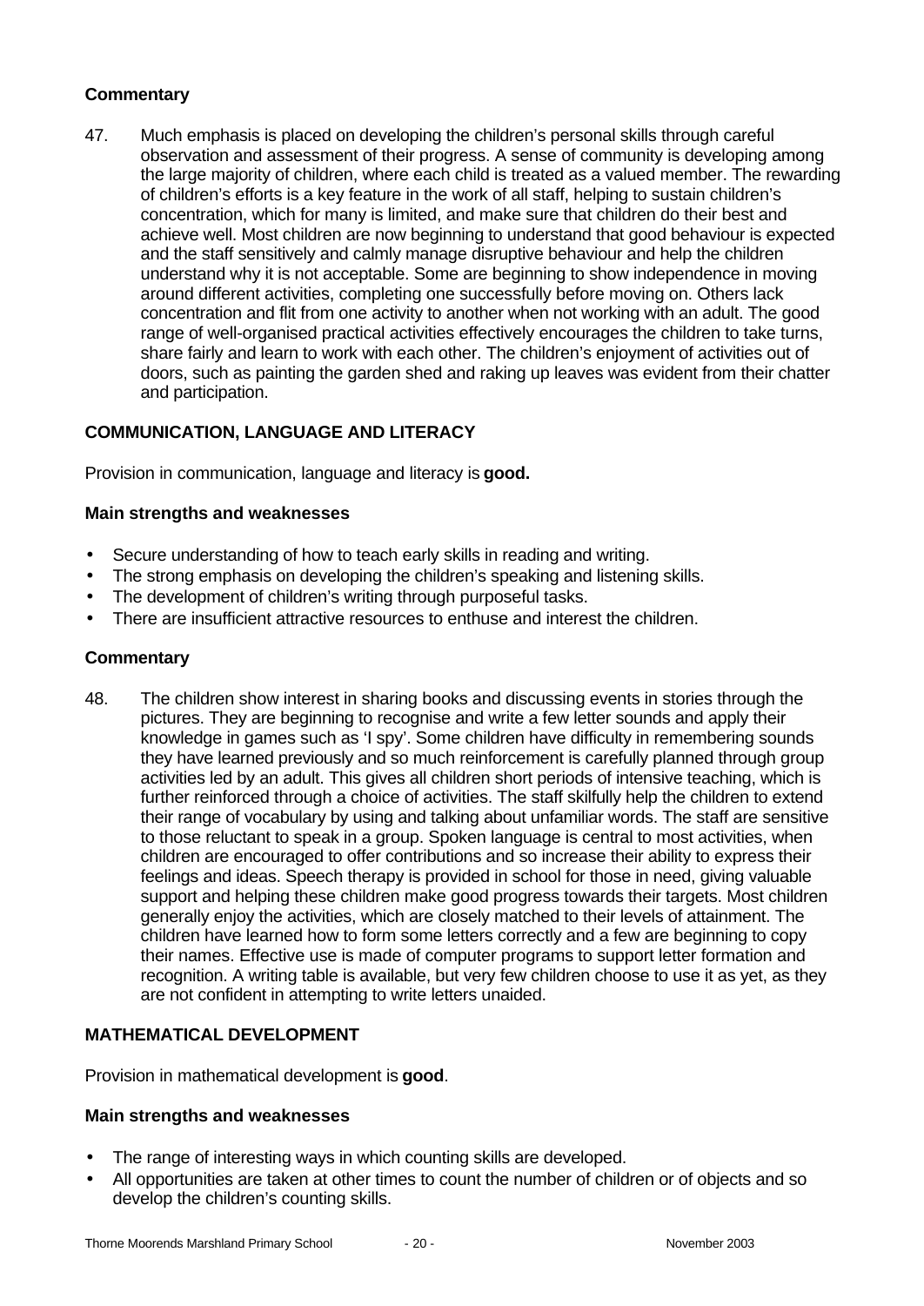### Commentary

47. Much emphasis is placed on developing the children's personal skills through careful observation and assessment of their progress. A sense of community is developing among the large majority of children, where each child is treated as a valued member. The rewarding of children's efforts is a key feature in the work of all staff, helping to sustain children's concentration, which for many is limited, and make sure that children do their best and achieve well. Most children are now beginning to understand that good behaviour is expected and the staff sensitively and calmly manage disruptive behaviour and help the children understand why it is not acceptable. Some are beginning to show independence in moving around different activities, completing one successfully before moving on. Others lack concentration and flit from one activity to another when not working with an adult. The good range of well-organised practical activities effectively encourages the children to take turns, share fairly and learn to work with each other. The children's enjoyment of activities out of doors, such as painting the garden shed and raking up leaves was evident from their chatter and participation.

## COMMUNICATION, LANGUAGE AND LITERACY

Provision in communication, language and literacy is **good.**

### Main strengths and weaknesses

- Secure understanding of how to teach early skills in reading and writing.
- The strong emphasis on developing the children's speaking and listening skills.
- The development of children's writing through purposeful tasks.
- There are insufficient attractive resources to enthuse and interest the children.

### Commentary

48. The children show interest in sharing books and discussing events in stories through the pictures. They are beginning to recognise and write a few letter sounds and apply their knowledge in games such as 'I spy'. Some children have difficulty in remembering sounds they have learned previously and so much reinforcement is carefully planned through group activities led by an adult. This gives all children short periods of intensive teaching, which is further reinforced through a choice of activities. The staff skilfully help the children to extend their range of vocabulary by using and talking about unfamiliar words. The staff are sensitive to those reluctant to speak in a group. Spoken language is central to most activities, when children are encouraged to offer contributions and so increase their ability to express their feelings and ideas. Speech therapy is provided in school for those in need, giving valuable support and helping these children make good progress towards their targets. Most children generally enjoy the activities, which are closely matched to their levels of attainment. The children have learned how to form some letters correctly and a few are beginning to copy their names. Effective use is made of computer programs to support letter formation and recognition. A writing table is available, but very few children choose to use it as yet, as they are not confident in attempting to write letters unaided.

## MATHEMATICAL DEVELOPMENT

Provision in mathematical development is **good**.

### Main strengths and weaknesses

- The range of interesting ways in which counting skills are developed.
- All opportunities are taken at other times to count the number of children or of objects and so develop the children's counting skills.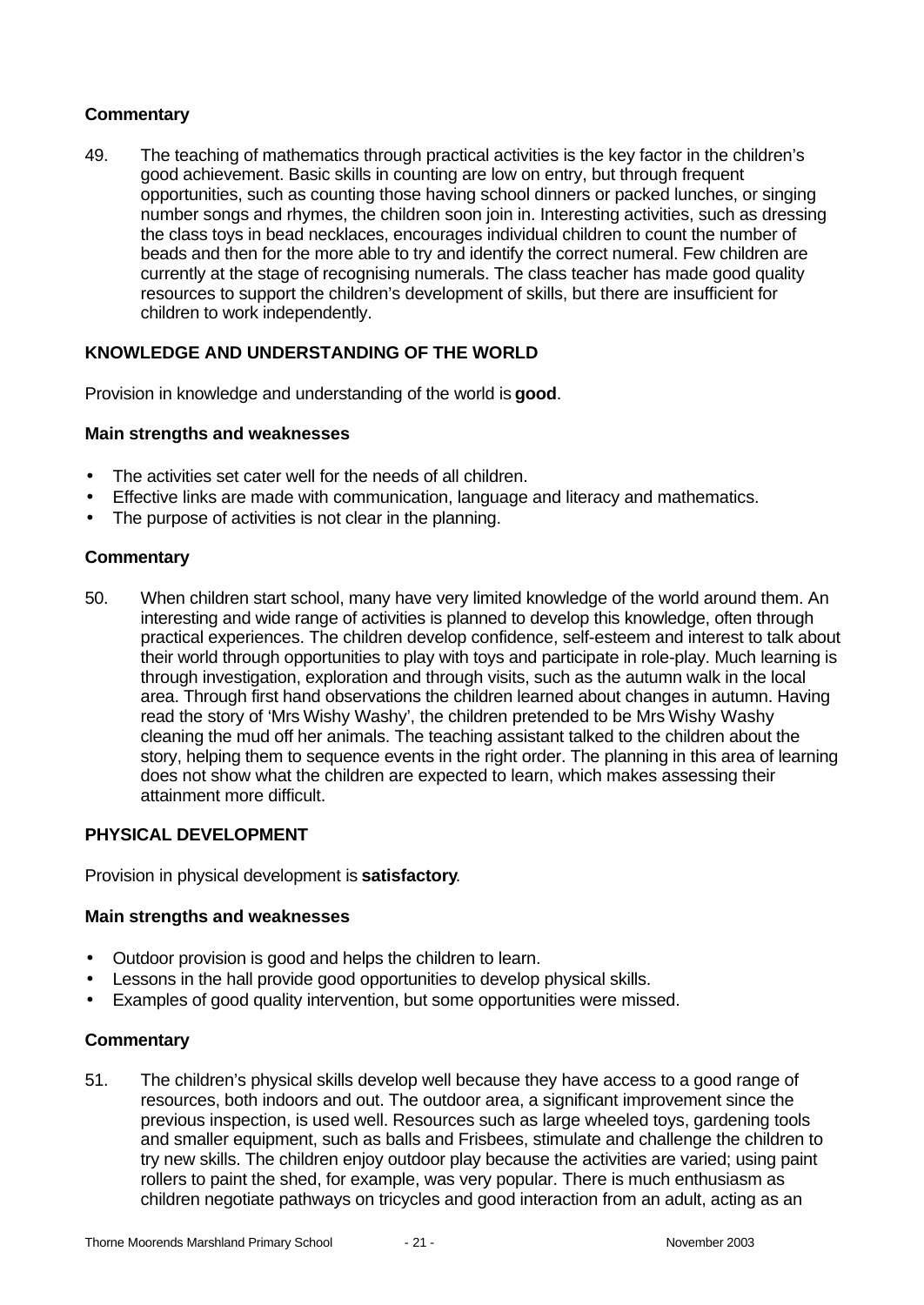**Commentary**

49. The teaching of mathematics through practical activities is the key factor in the children's good achievement. Basic skills in counting are low on entry, but through frequent opportunities, such as counting those having school dinners or packed lunches, or singing number songs and rhymes, the children soon join in. Interesting activities, such as dressing the class toys in bead necklaces, encourages individual children to count the number of beads and then for the more able to try and identify the correct numeral. Few children are currently at the stage of recognising numerals. The class teacher has made good quality resources to support the children's development of skills, but there are insufficient for children to work independently.

## KNOWLEDGE AND UNDERSTANDING OF THE WORLD

Provision in knowledge and understanding of the world is **good**.

**Main strengths and weaknesses**

- The activities set cater well for the needs of all children.
- Effective links are made with communication, language and literacy and mathematics.
- The purpose of activities is not clear in the planning.

**Commentary**

50. When children start school, many have very limited knowledge of the world around them. An interesting and wide range of activities is planned to develop this knowledge, often through practical experiences. The children develop confidence, self-esteem and interest to talk about their world through opportunities to play with toys and participate in role-play. Much learning is through investigation, exploration and through visits, such as the autumn walk in the local area. Through first hand observations the children learned about changes in autumn. Having read the story of 'Mrs Wishy Washy', the children pretended to be Mrs Wishy Washy cleaning the mud off her animals. The teaching assistant talked to the children about the story, helping them to sequence events in the right order. The planning in this area of learning does not show what the children are expected to learn, which makes assessing their attainment more difficult.

## PHYSICAL DEVELOPMENT

Provision in physical development is **satisfactory**.

**Main strengths and weaknesses**

- Outdoor provision is good and helps the children to learn.
- Lessons in the hall provide good opportunities to develop physical skills.
- Examples of good quality intervention, but some opportunities were missed.

**Commentary**

51. The children's physical skills develop well because they have access to a good range of resources, both indoors and out. The outdoor area, a significant improvement since the previous inspection, is used well. Resources such as large wheeled toys, gardening tools and smaller equipment, such as balls and Frisbees, stimulate and challenge the children to try new skills. The children enjoy outdoor play because the activities are varied; using paint rollers to paint the shed, for example, was very popular. There is much enthusiasm as children negotiate pathways on tricycles and good interaction from an adult, acting as an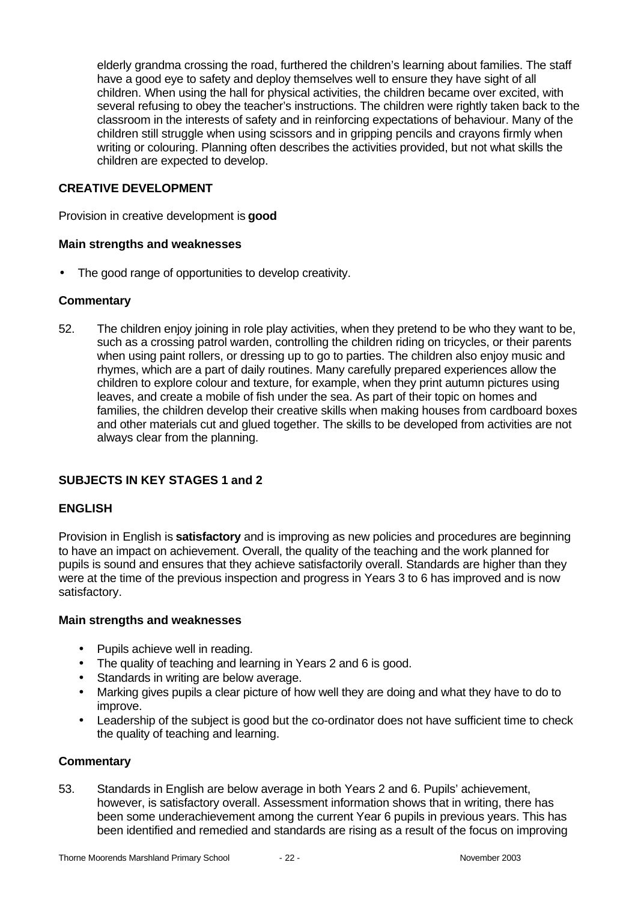elderly grandma crossing the road, furthered the children's learning about families. The staff have a good eye to safety and deploy themselves well to ensure they have sight of all children. When using the hall for physical activities, the children became over excited, with several refusing to obey the teacher's instructions. The children were rightly taken back to the classroom in the interests of safety and in reinforcing expectations of behaviour. Many of the children still struggle when using scissors and in gripping pencils and crayons firmly when writing or colouring. Planning often describes the activities provided, but not what skills the children are expected to develop.

### CREATIVE DEVELOPMENT

Provision in creative development is **good**

#### Main strengths and weaknesses

- The good range of opportunities to develop creativity.

#### Commentary

52. The children enjoy joining in role play activities, when they pretend to be who they want to be, such as a crossing patrol warden, controlling the children riding on tricycles, or their parents when using paint rollers, or dressing up to go to parties. The children also enjoy music and rhymes, which are a part of daily routines. Many carefully prepared experiences allow the children to explore colour and texture, for example, when they print autumn pictures using leaves, and create a mobile of fish under the sea. As part of their topic on homes and families, the children develop their creative skills when making houses from cardboard boxes and other materials cut and glued together. The skills to be developed from activities are not always clear from the planning.

## SUBJECTS IN KEY STAGES 1 and 2

### ENGLISH

Provision in English is **satisfactory** and is improving as new policies and procedures are beginning to have an impact on achievement. Overall, the quality of the teaching and the work planned for pupils is sound and ensures that they achieve satisfactorily overall. Standards are higher than they were at the time of the previous inspection and progress in Years 3 to 6 has improved and is now satisfactory.

#### Main strengths and weaknesses

- Pupils achieve well in reading.
- The quality of teaching and learning in Years 2 and 6 is good.
- Standards in writing are below average.
- Marking gives pupils a clear picture of how well they are doing and what they have to do to improve.
- Leadership of the subject is good but the co-ordinator does not have sufficient time to check the quality of teaching and learning.

#### Commentary

53. Standards in English are below average in both Years 2 and 6. Pupils' achievement, however, is satisfactory overall. Assessment information shows that in writing, there has been some underachievement among the current Year 6 pupils in previous years. This has been identified and remedied and standards are rising as a result of the focus on improving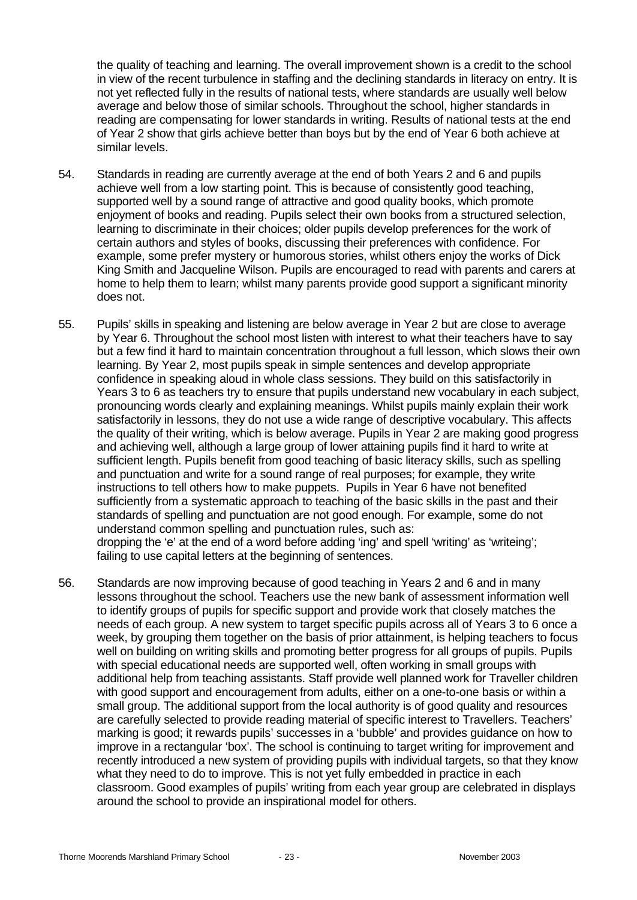the quality of teaching and learning. The overall improvement shown is a credit to the school in view of the recent turbulence in staffing and the declining standards in literacy on entry. It is not yet reflected fully in the results of national tests, where standards are usually well below average and below those of similar schools. Throughout the school, higher standards in reading are compensating for lower standards in writing. Results of national tests at the end of Year 2 show that girls achieve better than boys but by the end of Year 6 both achieve at similar levels.

54. Standards in reading are currently average at the end of both Years 2 and 6 and pupils achieve well from a low starting point. This is because of consistently good teaching, supported well by a sound range of attractive and good quality books, which promote enjoyment of books and reading. Pupils select their own books from a structured selection, learning to discriminate in their choices; older pupils develop preferences for the work of certain authors and styles of books, discussing their preferences with confidence. For example, some prefer mystery or humorous stories, whilst others enjoy the works of Dick King Smith and Jacqueline Wilson. Pupils are encouraged to read with parents and carers at home to help them to learn; whilst many parents provide good support a significant minority does not.

55. Pupils' skills in speaking and listening are below average in Year 2 but are close to average by Year 6. Throughout the school most listen with interest to what their teachers have to say but a few find it hard to maintain concentration throughout a full lesson, which slows their own learning. By Year 2, most pupils speak in simple sentences and develop appropriate confidence in speaking aloud in whole class sessions. They build on this satisfactorily in Years 3 to 6 as teachers try to ensure that pupils understand new vocabulary in each subject, pronouncing words clearly and explaining meanings. Whilst pupils mainly explain their work satisfactorily in lessons, they do not use a wide range of descriptive vocabulary. This affects the quality of their writing, which is below average. Pupils in Year 2 are making good progress and achieving well, although a large group of lower attaining pupils find it hard to write at sufficient length. Pupils benefit from good teaching of basic literacy skills, such as spelling and punctuation and write for a sound range of real purposes; for example, they write instructions to tell others how to make puppets. Pupils in Year 6 have not benefited sufficiently from a systematic approach to teaching of the basic skills in the past and their standards of spelling and punctuation are not good enough. For example, some do not understand common spelling and punctuation rules, such as:
dropping the 'e' at the end of a word before adding 'ing' and spell 'writing' as 'writeing';
failing to use capital letters at the beginning of sentences.

56. Standards are now improving because of good teaching in Years 2 and 6 and in many lessons throughout the school. Teachers use the new bank of assessment information well to identify groups of pupils for specific support and provide work that closely matches the needs of each group. A new system to target specific pupils across all of Years 3 to 6 once a week, by grouping them together on the basis of prior attainment, is helping teachers to focus well on building on writing skills and promoting better progress for all groups of pupils. Pupils with special educational needs are supported well, often working in small groups with additional help from teaching assistants. Staff provide well planned work for Traveller children with good support and encouragement from adults, either on a one-to-one basis or within a small group. The additional support from the local authority is of good quality and resources are carefully selected to provide reading material of specific interest to Travellers. Teachers' marking is good; it rewards pupils' successes in a 'bubble' and provides guidance on how to improve in a rectangular 'box'. The school is continuing to target writing for improvement and recently introduced a new system of providing pupils with individual targets, so that they know what they need to do to improve. This is not yet fully embedded in practice in each classroom. Good examples of pupils' writing from each year group are celebrated in displays around the school to provide an inspirational model for others.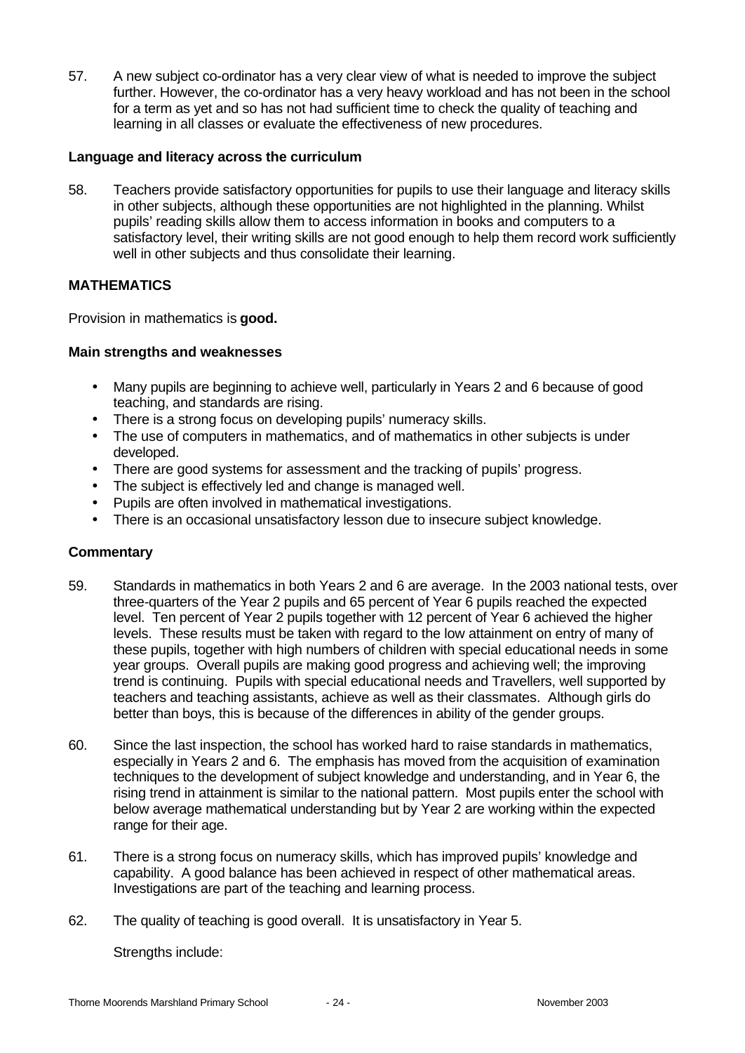57. A new subject co-ordinator has a very clear view of what is needed to improve the subject further. However, the co-ordinator has a very heavy workload and has not been in the school for a term as yet and so has not had sufficient time to check the quality of teaching and learning in all classes or evaluate the effectiveness of new procedures.

**Language and literacy across the curriculum**

58. Teachers provide satisfactory opportunities for pupils to use their language and literacy skills in other subjects, although these opportunities are not highlighted in the planning. Whilst pupils' reading skills allow them to access information in books and computers to a satisfactory level, their writing skills are not good enough to help them record work sufficiently well in other subjects and thus consolidate their learning.

## MATHEMATICS

Provision in mathematics is **good.**

**Main strengths and weaknesses**

- Many pupils are beginning to achieve well, particularly in Years 2 and 6 because of good teaching, and standards are rising.
- There is a strong focus on developing pupils' numeracy skills.
- The use of computers in mathematics, and of mathematics in other subjects is under developed.
- There are good systems for assessment and the tracking of pupils' progress.
- The subject is effectively led and change is managed well.
- Pupils are often involved in mathematical investigations.
- There is an occasional unsatisfactory lesson due to insecure subject knowledge.

**Commentary**

59. Standards in mathematics in both Years 2 and 6 are average. In the 2003 national tests, over three-quarters of the Year 2 pupils and 65 percent of Year 6 pupils reached the expected level. Ten percent of Year 2 pupils together with 12 percent of Year 6 achieved the higher levels. These results must be taken with regard to the low attainment on entry of many of these pupils, together with high numbers of children with special educational needs in some year groups. Overall pupils are making good progress and achieving well; the improving trend is continuing. Pupils with special educational needs and Travellers, well supported by teachers and teaching assistants, achieve as well as their classmates. Although girls do better than boys, this is because of the differences in ability of the gender groups.

60. Since the last inspection, the school has worked hard to raise standards in mathematics, especially in Years 2 and 6. The emphasis has moved from the acquisition of examination techniques to the development of subject knowledge and understanding, and in Year 6, the rising trend in attainment is similar to the national pattern. Most pupils enter the school with below average mathematical understanding but by Year 2 are working within the expected range for their age.

61. There is a strong focus on numeracy skills, which has improved pupils' knowledge and capability. A good balance has been achieved in respect of other mathematical areas. Investigations are part of the teaching and learning process.

62. The quality of teaching is good overall. It is unsatisfactory in Year 5.

Strengths include: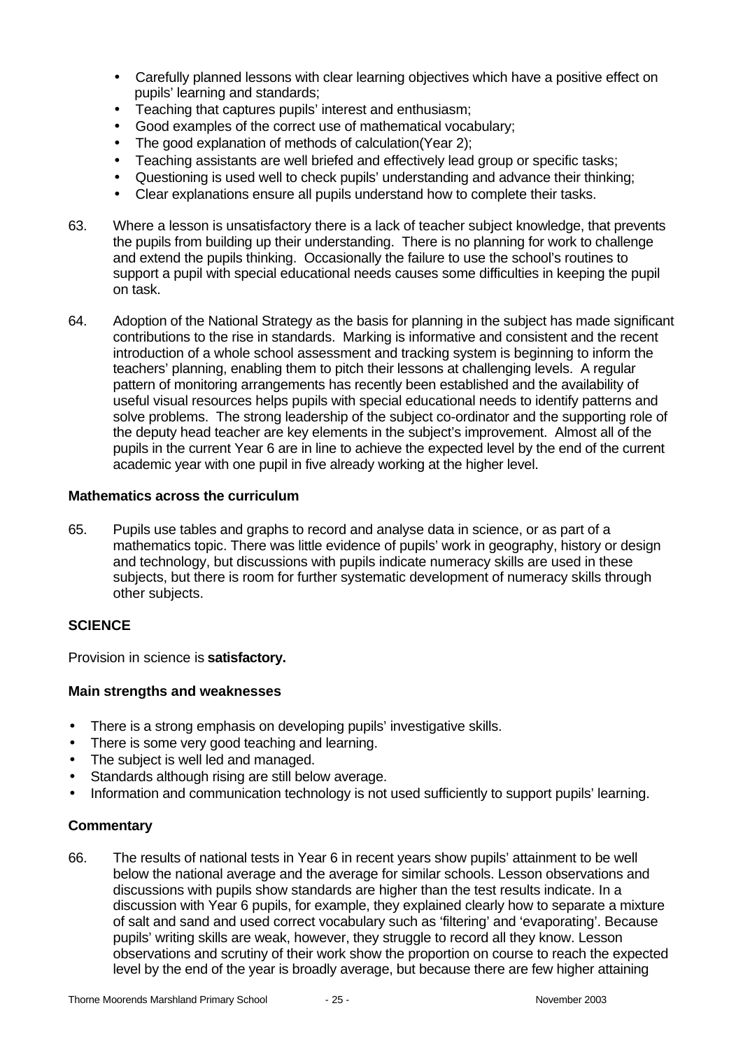- Carefully planned lessons with clear learning objectives which have a positive effect on pupils' learning and standards;
- Teaching that captures pupils' interest and enthusiasm;
- Good examples of the correct use of mathematical vocabulary;
- The good explanation of methods of calculation(Year 2);
- Teaching assistants are well briefed and effectively lead group or specific tasks;
- Questioning is used well to check pupils' understanding and advance their thinking;
- Clear explanations ensure all pupils understand how to complete their tasks.

63. Where a lesson is unsatisfactory there is a lack of teacher subject knowledge, that prevents the pupils from building up their understanding. There is no planning for work to challenge and extend the pupils thinking. Occasionally the failure to use the school's routines to support a pupil with special educational needs causes some difficulties in keeping the pupil on task.

64. Adoption of the National Strategy as the basis for planning in the subject has made significant contributions to the rise in standards. Marking is informative and consistent and the recent introduction of a whole school assessment and tracking system is beginning to inform the teachers' planning, enabling them to pitch their lessons at challenging levels. A regular pattern of monitoring arrangements has recently been established and the availability of useful visual resources helps pupils with special educational needs to identify patterns and solve problems. The strong leadership of the subject co-ordinator and the supporting role of the deputy head teacher are key elements in the subject's improvement. Almost all of the pupils in the current Year 6 are in line to achieve the expected level by the end of the current academic year with one pupil in five already working at the higher level.

### Mathematics across the curriculum

65. Pupils use tables and graphs to record and analyse data in science, or as part of a mathematics topic. There was little evidence of pupils' work in geography, history or design and technology, but discussions with pupils indicate numeracy skills are used in these subjects, but there is room for further systematic development of numeracy skills through other subjects.

## SCIENCE

Provision in science is **satisfactory.**

### Main strengths and weaknesses

- There is a strong emphasis on developing pupils' investigative skills.
- There is some very good teaching and learning.
- The subject is well led and managed.
- Standards although rising are still below average.
- Information and communication technology is not used sufficiently to support pupils' learning.

### Commentary

66. The results of national tests in Year 6 in recent years show pupils' attainment to be well below the national average and the average for similar schools. Lesson observations and discussions with pupils show standards are higher than the test results indicate. In a discussion with Year 6 pupils, for example, they explained clearly how to separate a mixture of salt and sand and used correct vocabulary such as 'filtering' and 'evaporating'. Because pupils' writing skills are weak, however, they struggle to record all they know. Lesson observations and scrutiny of their work show the proportion on course to reach the expected level by the end of the year is broadly average, but because there are few higher attaining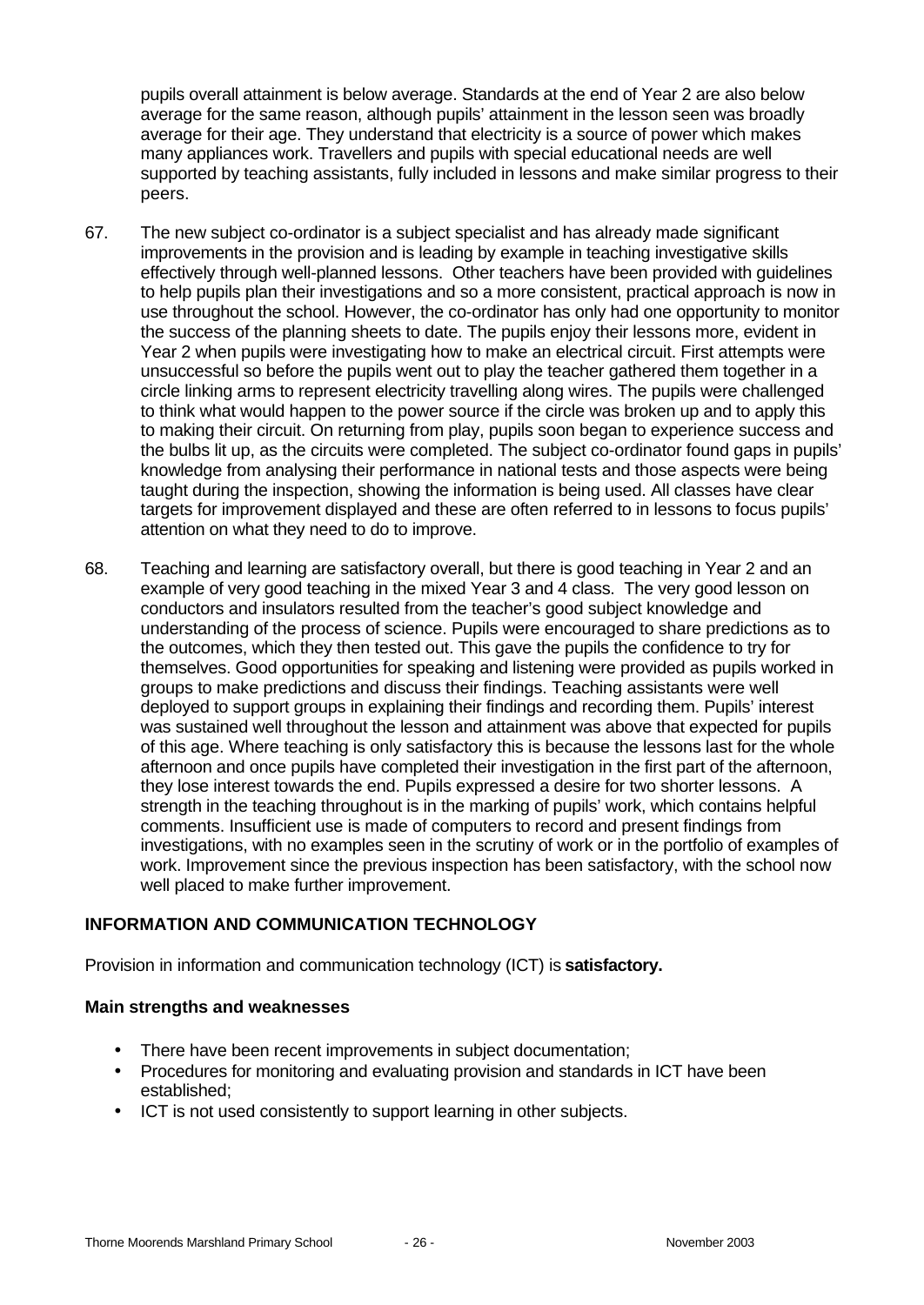pupils overall attainment is below average. Standards at the end of Year 2 are also below average for the same reason, although pupils' attainment in the lesson seen was broadly average for their age. They understand that electricity is a source of power which makes many appliances work. Travellers and pupils with special educational needs are well supported by teaching assistants, fully included in lessons and make similar progress to their peers.

67. The new subject co-ordinator is a subject specialist and has already made significant improvements in the provision and is leading by example in teaching investigative skills effectively through well-planned lessons. Other teachers have been provided with guidelines to help pupils plan their investigations and so a more consistent, practical approach is now in use throughout the school. However, the co-ordinator has only had one opportunity to monitor the success of the planning sheets to date. The pupils enjoy their lessons more, evident in Year 2 when pupils were investigating how to make an electrical circuit. First attempts were unsuccessful so before the pupils went out to play the teacher gathered them together in a circle linking arms to represent electricity travelling along wires. The pupils were challenged to think what would happen to the power source if the circle was broken up and to apply this to making their circuit. On returning from play, pupils soon began to experience success and the bulbs lit up, as the circuits were completed. The subject co-ordinator found gaps in pupils' knowledge from analysing their performance in national tests and those aspects were being taught during the inspection, showing the information is being used. All classes have clear targets for improvement displayed and these are often referred to in lessons to focus pupils' attention on what they need to do to improve.

68. Teaching and learning are satisfactory overall, but there is good teaching in Year 2 and an example of very good teaching in the mixed Year 3 and 4 class. The very good lesson on conductors and insulators resulted from the teacher's good subject knowledge and understanding of the process of science. Pupils were encouraged to share predictions as to the outcomes, which they then tested out. This gave the pupils the confidence to try for themselves. Good opportunities for speaking and listening were provided as pupils worked in groups to make predictions and discuss their findings. Teaching assistants were well deployed to support groups in explaining their findings and recording them. Pupils' interest was sustained well throughout the lesson and attainment was above that expected for pupils of this age. Where teaching is only satisfactory this is because the lessons last for the whole afternoon and once pupils have completed their investigation in the first part of the afternoon, they lose interest towards the end. Pupils expressed a desire for two shorter lessons. A strength in the teaching throughout is in the marking of pupils' work, which contains helpful comments. Insufficient use is made of computers to record and present findings from investigations, with no examples seen in the scrutiny of work or in the portfolio of examples of work. Improvement since the previous inspection has been satisfactory, with the school now well placed to make further improvement.

## INFORMATION AND COMMUNICATION TECHNOLOGY

Provision in information and communication technology (ICT) is **satisfactory.**

### Main strengths and weaknesses

- There have been recent improvements in subject documentation;
- Procedures for monitoring and evaluating provision and standards in ICT have been established;
- ICT is not used consistently to support learning in other subjects.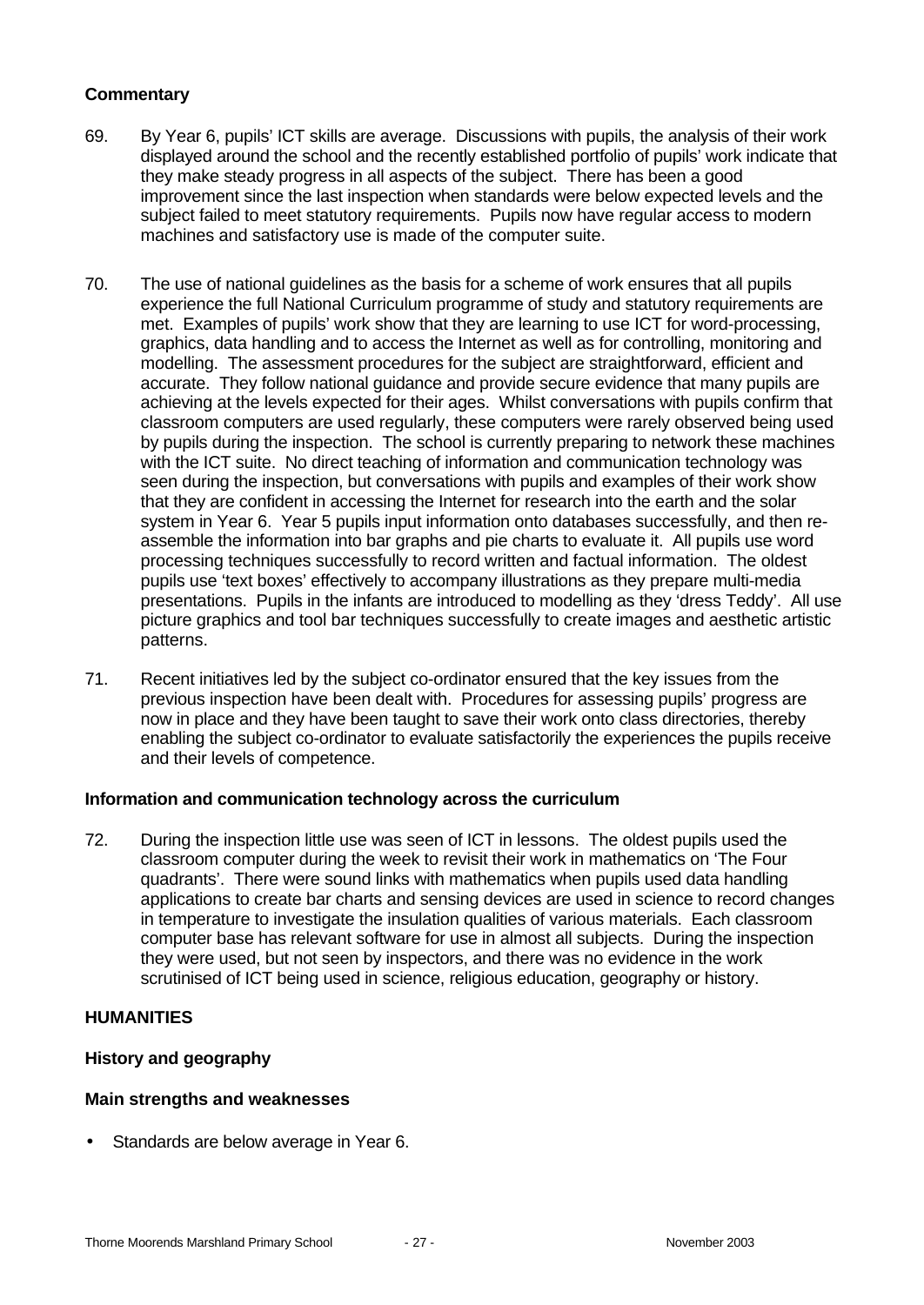### Commentary

69. By Year 6, pupils' ICT skills are average. Discussions with pupils, the analysis of their work displayed around the school and the recently established portfolio of pupils' work indicate that they make steady progress in all aspects of the subject. There has been a good improvement since the last inspection when standards were below expected levels and the subject failed to meet statutory requirements. Pupils now have regular access to modern machines and satisfactory use is made of the computer suite.

70. The use of national guidelines as the basis for a scheme of work ensures that all pupils experience the full National Curriculum programme of study and statutory requirements are met. Examples of pupils' work show that they are learning to use ICT for word-processing, graphics, data handling and to access the Internet as well as for controlling, monitoring and modelling. The assessment procedures for the subject are straightforward, efficient and accurate. They follow national guidance and provide secure evidence that many pupils are achieving at the levels expected for their ages. Whilst conversations with pupils confirm that classroom computers are used regularly, these computers were rarely observed being used by pupils during the inspection. The school is currently preparing to network these machines with the ICT suite. No direct teaching of information and communication technology was seen during the inspection, but conversations with pupils and examples of their work show that they are confident in accessing the Internet for research into the earth and the solar system in Year 6. Year 5 pupils input information onto databases successfully, and then re-assemble the information into bar graphs and pie charts to evaluate it. All pupils use word processing techniques successfully to record written and factual information. The oldest pupils use 'text boxes' effectively to accompany illustrations as they prepare multi-media presentations. Pupils in the infants are introduced to modelling as they 'dress Teddy'. All use picture graphics and tool bar techniques successfully to create images and aesthetic artistic patterns.

71. Recent initiatives led by the subject co-ordinator ensured that the key issues from the previous inspection have been dealt with. Procedures for assessing pupils' progress are now in place and they have been taught to save their work onto class directories, thereby enabling the subject co-ordinator to evaluate satisfactorily the experiences the pupils receive and their levels of competence.

### Information and communication technology across the curriculum

72. During the inspection little use was seen of ICT in lessons. The oldest pupils used the classroom computer during the week to revisit their work in mathematics on 'The Four quadrants'. There were sound links with mathematics when pupils used data handling applications to create bar charts and sensing devices are used in science to record changes in temperature to investigate the insulation qualities of various materials. Each classroom computer base has relevant software for use in almost all subjects. During the inspection they were used, but not seen by inspectors, and there was no evidence in the work scrutinised of ICT being used in science, religious education, geography or history.

## HUMANITIES

### History and geography

### Main strengths and weaknesses

- Standards are below average in Year 6.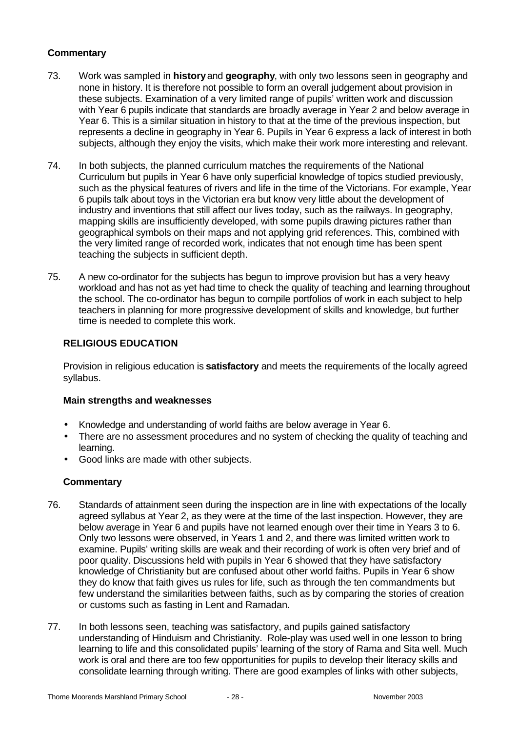### Commentary

73. Work was sampled in **history** and **geography**, with only two lessons seen in geography and none in history. It is therefore not possible to form an overall judgement about provision in these subjects. Examination of a very limited range of pupils' written work and discussion with Year 6 pupils indicate that standards are broadly average in Year 2 and below average in Year 6. This is a similar situation in history to that at the time of the previous inspection, but represents a decline in geography in Year 6. Pupils in Year 6 express a lack of interest in both subjects, although they enjoy the visits, which make their work more interesting and relevant.

74. In both subjects, the planned curriculum matches the requirements of the National Curriculum but pupils in Year 6 have only superficial knowledge of topics studied previously, such as the physical features of rivers and life in the time of the Victorians. For example, Year 6 pupils talk about toys in the Victorian era but know very little about the development of industry and inventions that still affect our lives today, such as the railways. In geography, mapping skills are insufficiently developed, with some pupils drawing pictures rather than geographical symbols on their maps and not applying grid references. This, combined with the very limited range of recorded work, indicates that not enough time has been spent teaching the subjects in sufficient depth.

75. A new co-ordinator for the subjects has begun to improve provision but has a very heavy workload and has not as yet had time to check the quality of teaching and learning throughout the school. The co-ordinator has begun to compile portfolios of work in each subject to help teachers in planning for more progressive development of skills and knowledge, but further time is needed to complete this work.

## RELIGIOUS EDUCATION

Provision in religious education is **satisfactory** and meets the requirements of the locally agreed syllabus.

### Main strengths and weaknesses

- Knowledge and understanding of world faiths are below average in Year 6.
- There are no assessment procedures and no system of checking the quality of teaching and learning.
- Good links are made with other subjects.

### Commentary

76. Standards of attainment seen during the inspection are in line with expectations of the locally agreed syllabus at Year 2, as they were at the time of the last inspection. However, they are below average in Year 6 and pupils have not learned enough over their time in Years 3 to 6. Only two lessons were observed, in Years 1 and 2, and there was limited written work to examine. Pupils' writing skills are weak and their recording of work is often very brief and of poor quality. Discussions held with pupils in Year 6 showed that they have satisfactory knowledge of Christianity but are confused about other world faiths. Pupils in Year 6 show they do know that faith gives us rules for life, such as through the ten commandments but few understand the similarities between faiths, such as by comparing the stories of creation or customs such as fasting in Lent and Ramadan.

77. In both lessons seen, teaching was satisfactory, and pupils gained satisfactory understanding of Hinduism and Christianity. Role-play was used well in one lesson to bring learning to life and this consolidated pupils' learning of the story of Rama and Sita well. Much work is oral and there are too few opportunities for pupils to develop their literacy skills and consolidate learning through writing. There are good examples of links with other subjects,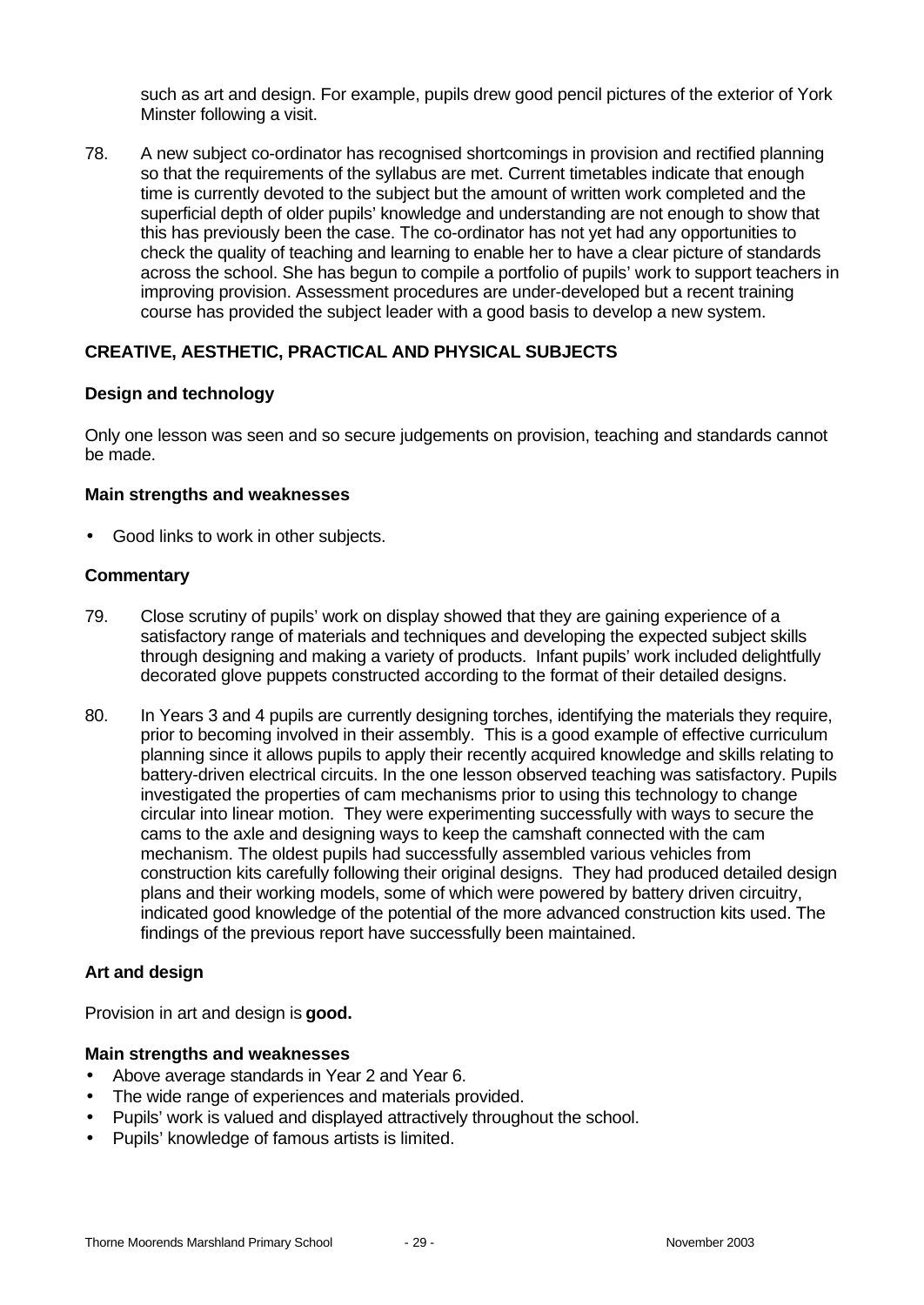such as art and design. For example, pupils drew good pencil pictures of the exterior of York Minster following a visit.

78. A new subject co-ordinator has recognised shortcomings in provision and rectified planning so that the requirements of the syllabus are met. Current timetables indicate that enough time is currently devoted to the subject but the amount of written work completed and the superficial depth of older pupils' knowledge and understanding are not enough to show that this has previously been the case. The co-ordinator has not yet had any opportunities to check the quality of teaching and learning to enable her to have a clear picture of standards across the school. She has begun to compile a portfolio of pupils' work to support teachers in improving provision. Assessment procedures are under-developed but a recent training course has provided the subject leader with a good basis to develop a new system.

## CREATIVE, AESTHETIC, PRACTICAL AND PHYSICAL SUBJECTS

### Design and technology

Only one lesson was seen and so secure judgements on provision, teaching and standards cannot be made.

#### Main strengths and weaknesses

- Good links to work in other subjects.

#### Commentary

79. Close scrutiny of pupils' work on display showed that they are gaining experience of a satisfactory range of materials and techniques and developing the expected subject skills through designing and making a variety of products. Infant pupils' work included delightfully decorated glove puppets constructed according to the format of their detailed designs.

80. In Years 3 and 4 pupils are currently designing torches, identifying the materials they require, prior to becoming involved in their assembly. This is a good example of effective curriculum planning since it allows pupils to apply their recently acquired knowledge and skills relating to battery-driven electrical circuits. In the one lesson observed teaching was satisfactory. Pupils investigated the properties of cam mechanisms prior to using this technology to change circular into linear motion. They were experimenting successfully with ways to secure the cams to the axle and designing ways to keep the camshaft connected with the cam mechanism. The oldest pupils had successfully assembled various vehicles from construction kits carefully following their original designs. They had produced detailed design plans and their working models, some of which were powered by battery driven circuitry, indicated good knowledge of the potential of the more advanced construction kits used. The findings of the previous report have successfully been maintained.

### Art and design

Provision in art and design is **good.**

#### Main strengths and weaknesses

- Above average standards in Year 2 and Year 6.
- The wide range of experiences and materials provided.
- Pupils' work is valued and displayed attractively throughout the school.
- Pupils' knowledge of famous artists is limited.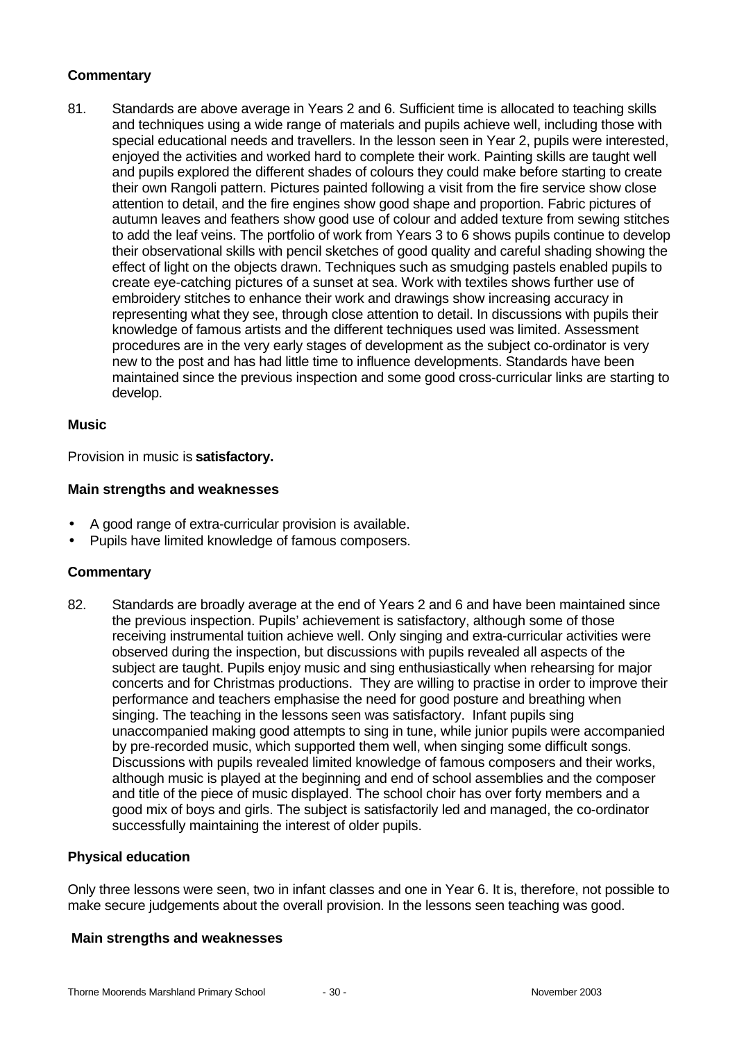### Commentary

81. Standards are above average in Years 2 and 6. Sufficient time is allocated to teaching skills and techniques using a wide range of materials and pupils achieve well, including those with special educational needs and travellers. In the lesson seen in Year 2, pupils were interested, enjoyed the activities and worked hard to complete their work. Painting skills are taught well and pupils explored the different shades of colours they could make before starting to create their own Rangoli pattern. Pictures painted following a visit from the fire service show close attention to detail, and the fire engines show good shape and proportion. Fabric pictures of autumn leaves and feathers show good use of colour and added texture from sewing stitches to add the leaf veins. The portfolio of work from Years 3 to 6 shows pupils continue to develop their observational skills with pencil sketches of good quality and careful shading showing the effect of light on the objects drawn. Techniques such as smudging pastels enabled pupils to create eye-catching pictures of a sunset at sea. Work with textiles shows further use of embroidery stitches to enhance their work and drawings show increasing accuracy in representing what they see, through close attention to detail. In discussions with pupils their knowledge of famous artists and the different techniques used was limited. Assessment procedures are in the very early stages of development as the subject co-ordinator is very new to the post and has had little time to influence developments. Standards have been maintained since the previous inspection and some good cross-curricular links are starting to develop.

### Music

Provision in music is **satisfactory.**

### Main strengths and weaknesses

- A good range of extra-curricular provision is available.
- Pupils have limited knowledge of famous composers.

### Commentary

82. Standards are broadly average at the end of Years 2 and 6 and have been maintained since the previous inspection. Pupils' achievement is satisfactory, although some of those receiving instrumental tuition achieve well. Only singing and extra-curricular activities were observed during the inspection, but discussions with pupils revealed all aspects of the subject are taught. Pupils enjoy music and sing enthusiastically when rehearsing for major concerts and for Christmas productions. They are willing to practise in order to improve their performance and teachers emphasise the need for good posture and breathing when singing. The teaching in the lessons seen was satisfactory. Infant pupils sing unaccompanied making good attempts to sing in tune, while junior pupils were accompanied by pre-recorded music, which supported them well, when singing some difficult songs. Discussions with pupils revealed limited knowledge of famous composers and their works, although music is played at the beginning and end of school assemblies and the composer and title of the piece of music displayed. The school choir has over forty members and a good mix of boys and girls. The subject is satisfactorily led and managed, the co-ordinator successfully maintaining the interest of older pupils.

### Physical education

Only three lessons were seen, two in infant classes and one in Year 6. It is, therefore, not possible to make secure judgements about the overall provision. In the lessons seen teaching was good.

### Main strengths and weaknesses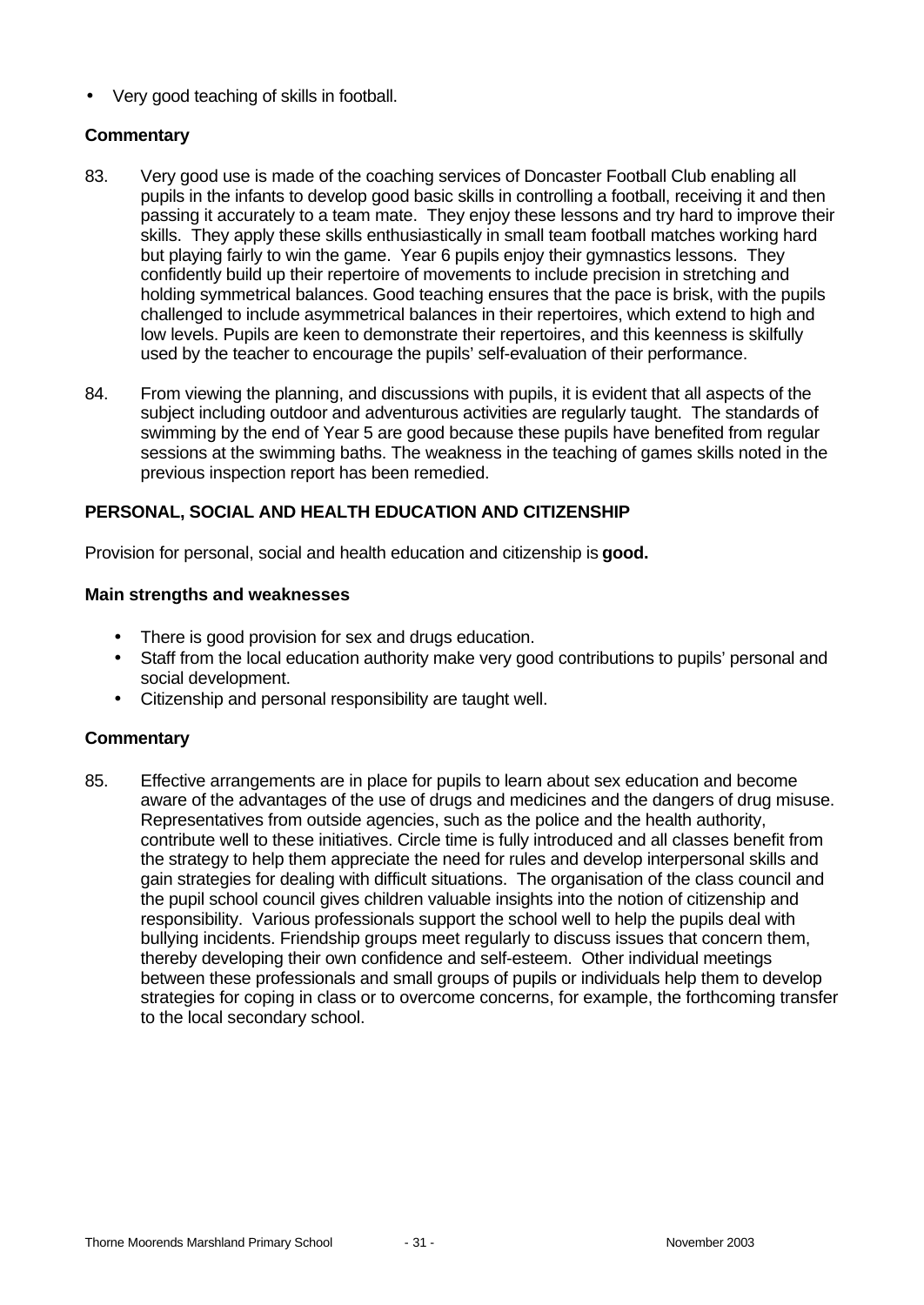- Very good teaching of skills in football.

### Commentary

83. Very good use is made of the coaching services of Doncaster Football Club enabling all pupils in the infants to develop good basic skills in controlling a football, receiving it and then passing it accurately to a team mate. They enjoy these lessons and try hard to improve their skills. They apply these skills enthusiastically in small team football matches working hard but playing fairly to win the game. Year 6 pupils enjoy their gymnastics lessons. They confidently build up their repertoire of movements to include precision in stretching and holding symmetrical balances. Good teaching ensures that the pace is brisk, with the pupils challenged to include asymmetrical balances in their repertoires, which extend to high and low levels. Pupils are keen to demonstrate their repertoires, and this keenness is skilfully used by the teacher to encourage the pupils' self-evaluation of their performance.

84. From viewing the planning, and discussions with pupils, it is evident that all aspects of the subject including outdoor and adventurous activities are regularly taught. The standards of swimming by the end of Year 5 are good because these pupils have benefited from regular sessions at the swimming baths. The weakness in the teaching of games skills noted in the previous inspection report has been remedied.

## PERSONAL, SOCIAL AND HEALTH EDUCATION AND CITIZENSHIP

Provision for personal, social and health education and citizenship is **good.**

### Main strengths and weaknesses

- There is good provision for sex and drugs education.
- Staff from the local education authority make very good contributions to pupils' personal and social development.
- Citizenship and personal responsibility are taught well.

### Commentary

85. Effective arrangements are in place for pupils to learn about sex education and become aware of the advantages of the use of drugs and medicines and the dangers of drug misuse. Representatives from outside agencies, such as the police and the health authority, contribute well to these initiatives. Circle time is fully introduced and all classes benefit from the strategy to help them appreciate the need for rules and develop interpersonal skills and gain strategies for dealing with difficult situations. The organisation of the class council and the pupil school council gives children valuable insights into the notion of citizenship and responsibility. Various professionals support the school well to help the pupils deal with bullying incidents. Friendship groups meet regularly to discuss issues that concern them, thereby developing their own confidence and self-esteem. Other individual meetings between these professionals and small groups of pupils or individuals help them to develop strategies for coping in class or to overcome concerns, for example, the forthcoming transfer to the local secondary school.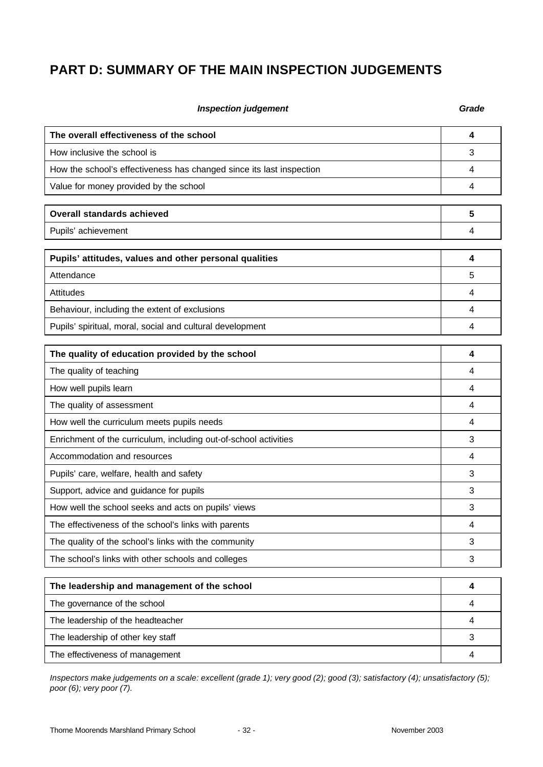# PART D: SUMMARY OF THE MAIN INSPECTION JUDGEMENTS

| *Inspection judgement* | *Grade* |
|---|---|
| **The overall effectiveness of the school** | **4** |
| How inclusive the school is | 3 |
| How the school's effectiveness has changed since its last inspection | 4 |
| Value for money provided by the school | 4 |
| **Overall standards achieved** | **5** |
| Pupils' achievement | 4 |
| **Pupils' attitudes, values and other personal qualities** | **4** |
| Attendance | 5 |
| Attitudes | 4 |
| Behaviour, including the extent of exclusions | 4 |
| Pupils' spiritual, moral, social and cultural development | 4 |
| **The quality of education provided by the school** | **4** |
| The quality of teaching | 4 |
| How well pupils learn | 4 |
| The quality of assessment | 4 |
| How well the curriculum meets pupils needs | 4 |
| Enrichment of the curriculum, including out-of-school activities | 3 |
| Accommodation and resources | 4 |
| Pupils' care, welfare, health and safety | 3 |
| Support, advice and guidance for pupils | 3 |
| How well the school seeks and acts on pupils' views | 3 |
| The effectiveness of the school's links with parents | 4 |
| The quality of the school's links with the community | 3 |
| The school's links with other schools and colleges | 3 |
| **The leadership and management of the school** | **4** |
| The governance of the school | 4 |
| The leadership of the headteacher | 4 |
| The leadership of other key staff | 3 |
| The effectiveness of management | 4 |

*Inspectors make judgements on a scale: excellent (grade 1); very good (2); good (3); satisfactory (4); unsatisfactory (5); poor (6); very poor (7).*